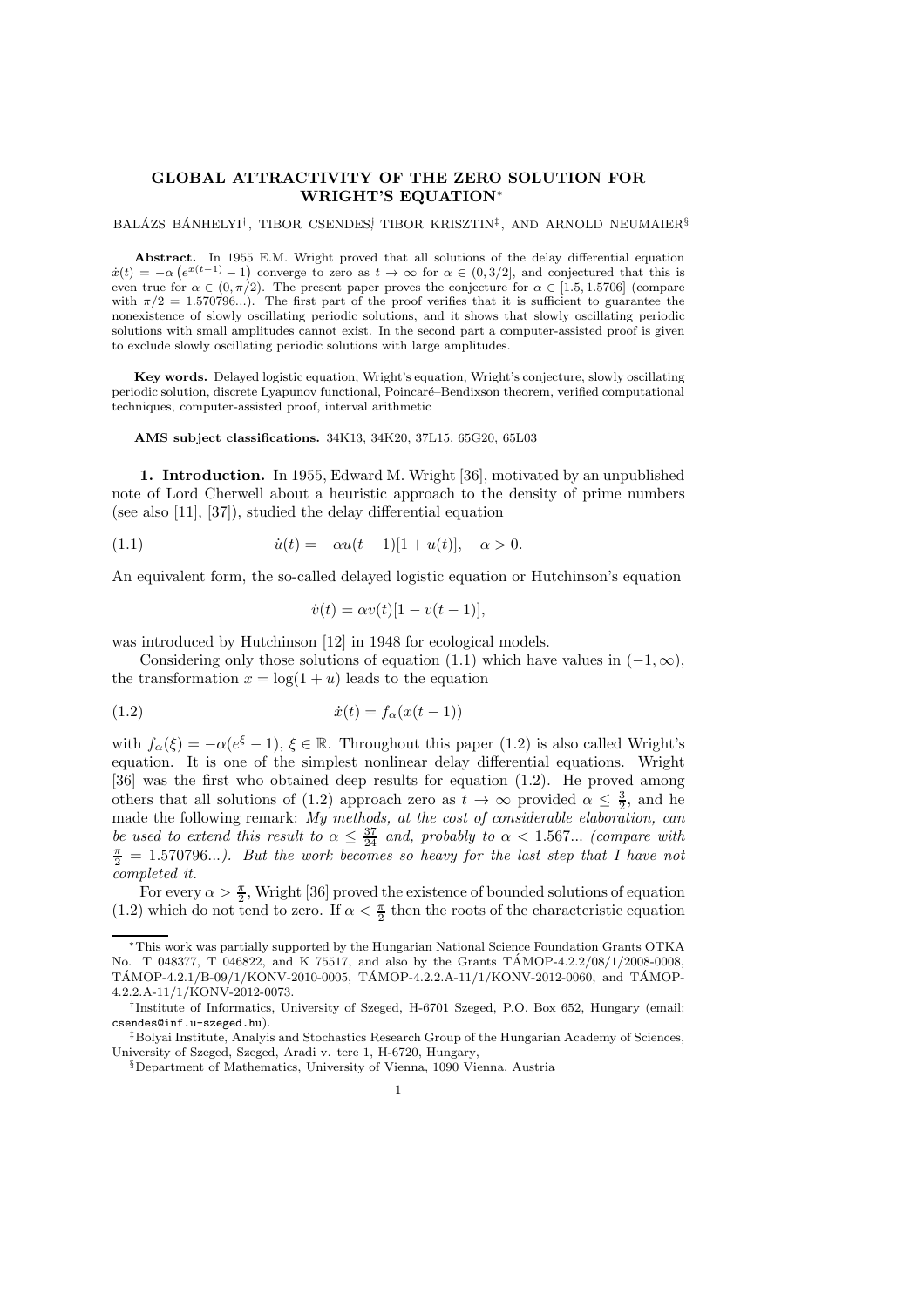# GLOBAL ATTRACTIVITY OF THE ZERO SOLUTION FOR WRIGHT'S EQUATION*

BALÁZS BÁNHELYI[†], TIBOR CSENDES[†], TIBOR KRISZTIN[‡], AND ARNOLD NEUMAIER[§]

**Abstract.** In 1955 E.M. Wright proved that all solutions of the delay differential equation $\dot{x}(t) = -\alpha\left(e^{x(t-1)} - 1\right)$ converge to zero as $t \to \infty$ for $\alpha \in (0, 3/2]$, and conjectured that this is even true for $\alpha \in (0, \pi/2)$. The present paper proves the conjecture for $\alpha \in [1.5, 1.5706]$ (compare with $\pi/2 = 1.570796...$). The first part of the proof verifies that it is sufficient to guarantee the nonexistence of slowly oscillating periodic solutions, and it shows that slowly oscillating periodic solutions with small amplitudes cannot exist. In the second part a computer-assisted proof is given to exclude slowly oscillating periodic solutions with large amplitudes.

**Key words.** Delayed logistic equation, Wright's equation, Wright's conjecture, slowly oscillating periodic solution, discrete Lyapunov functional, Poincaré–Bendixson theorem, verified computational techniques, computer-assisted proof, interval arithmetic

**AMS subject classifications.** 34K13, 34K20, 37L15, 65G20, 65L03

## 1. Introduction.

In 1955, Edward M. Wright [36], motivated by an unpublished note of Lord Cherwell about a heuristic approach to the density of prime numbers (see also [11], [37]), studied the delay differential equation

$$\dot{u}(t) = -\alpha u(t-1)[1 + u(t)], \quad \alpha > 0. \tag{1.1}$$

An equivalent form, the so-called delayed logistic equation or Hutchinson's equation

$$\dot{v}(t) = \alpha v(t)[1 - v(t-1)],$$

was introduced by Hutchinson [12] in 1948 for ecological models.

Considering only those solutions of equation (1.1) which have values in $(-1, \infty)$, the transformation $x = \log(1 + u)$ leads to the equation

$$\dot{x}(t) = f_\alpha(x(t-1)) \tag{1.2}$$

with $f_\alpha(\xi) = -\alpha(e^\xi - 1)$, $\xi \in \mathbb{R}$. Throughout this paper (1.2) is also called Wright's equation. It is one of the simplest nonlinear delay differential equations. Wright [36] was the first who obtained deep results for equation (1.2). He proved among others that all solutions of (1.2) approach zero as $t \to \infty$ provided $\alpha \leq \frac{3}{2}$, and he made the following remark: *My methods, at the cost of considerable elaboration, can be used to extend this result to $\alpha \leq \frac{37}{24}$ and, probably to $\alpha < 1.567...$ (compare with $\frac{\pi}{2} = 1.570796...$). But the work becomes so heavy for the last step that I have not completed it.*

For every $\alpha > \frac{\pi}{2}$, Wright [36] proved the existence of bounded solutions of equation (1.2) which do not tend to zero. If $\alpha < \frac{\pi}{2}$ then the roots of the characteristic equation

---

*This work was partially supported by the Hungarian National Science Foundation Grants OTKA No. T 048377, T 046822, and K 75517, and also by the Grants TÁMOP-4.2.2/08/1/2008-0008, TÁMOP-4.2.1/B-09/1/KONV-2010-0005, TÁMOP-4.2.2.A-11/1/KONV-2012-0060, and TÁMOP-4.2.2.A-11/1/KONV-2012-0073.

[†]Institute of Informatics, University of Szeged, H-6701 Szeged, P.O. Box 652, Hungary (email: csendes@inf.u-szeged.hu).

[‡]Bolyai Institute, Analyis and Stochastics Research Group of the Hungarian Academy of Sciences, University of Szeged, Szeged, Aradi v. tere 1, H-6720, Hungary,

[§]Department of Mathematics, University of Vienna, 1090 Vienna, Austria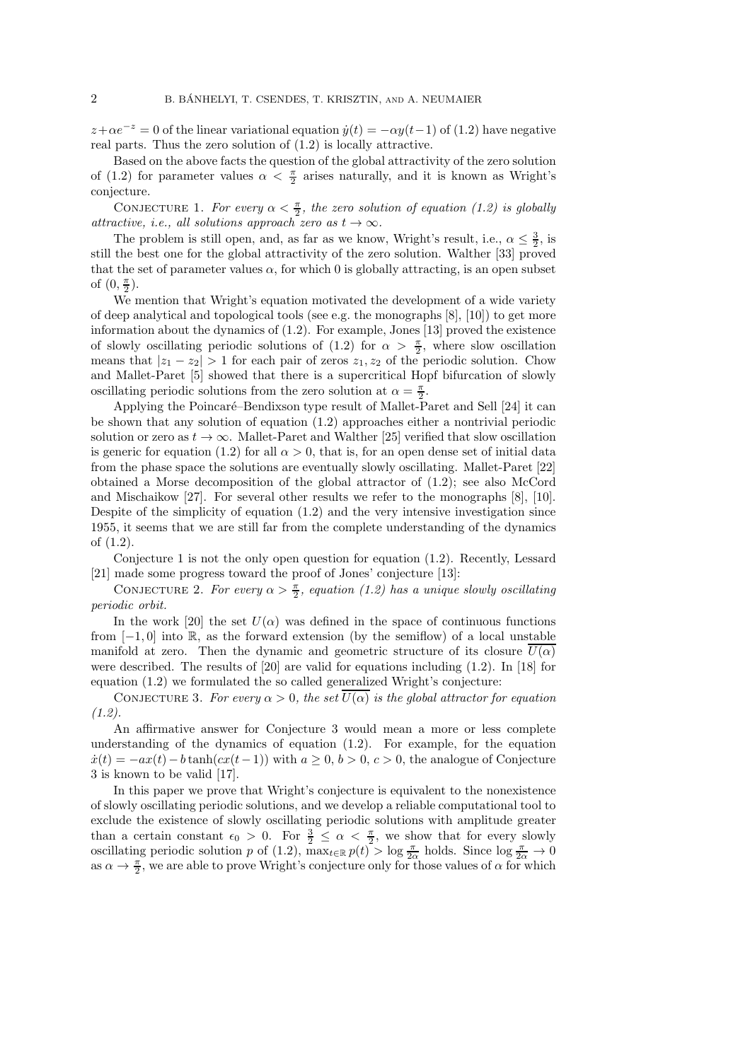$z+\alpha e^{-z}=0$ of the linear variational equation $\dot{y}(t)=-\alpha y(t-1)$ of (1.2) have negative real parts. Thus the zero solution of (1.2) is locally attractive.

Based on the above facts the question of the global attractivity of the zero solution of (1.2) for parameter values $\alpha < \frac{\pi}{2}$ arises naturally, and it is known as Wright's conjecture.

Conjecture 1. *For every $\alpha < \frac{\pi}{2}$, the zero solution of equation (1.2) is globally attractive, i.e., all solutions approach zero as $t \to \infty$.*

The problem is still open, and, as far as we know, Wright's result, i.e., $\alpha \leq \frac{3}{2}$, is still the best one for the global attractivity of the zero solution. Walther [33] proved that the set of parameter values $\alpha$, for which 0 is globally attracting, is an open subset of $(0, \frac{\pi}{2})$.

We mention that Wright's equation motivated the development of a wide variety of deep analytical and topological tools (see e.g. the monographs [8], [10]) to get more information about the dynamics of (1.2). For example, Jones [13] proved the existence of slowly oscillating periodic solutions of (1.2) for $\alpha > \frac{\pi}{2}$, where slow oscillation means that $|z_1 - z_2| > 1$ for each pair of zeros $z_1, z_2$ of the periodic solution. Chow and Mallet-Paret [5] showed that there is a supercritical Hopf bifurcation of slowly oscillating periodic solutions from the zero solution at $\alpha = \frac{\pi}{2}$.

Applying the Poincaré–Bendixson type result of Mallet-Paret and Sell [24] it can be shown that any solution of equation (1.2) approaches either a nontrivial periodic solution or zero as $t \to \infty$. Mallet-Paret and Walther [25] verified that slow oscillation is generic for equation (1.2) for all $\alpha > 0$, that is, for an open dense set of initial data from the phase space the solutions are eventually slowly oscillating. Mallet-Paret [22] obtained a Morse decomposition of the global attractor of (1.2); see also McCord and Mischaikow [27]. For several other results we refer to the monographs [8], [10]. Despite of the simplicity of equation (1.2) and the very intensive investigation since 1955, it seems that we are still far from the complete understanding of the dynamics of (1.2).

Conjecture 1 is not the only open question for equation (1.2). Recently, Lessard [21] made some progress toward the proof of Jones' conjecture [13]:

Conjecture 2. *For every $\alpha > \frac{\pi}{2}$, equation (1.2) has a unique slowly oscillating periodic orbit.*

In the work [20] the set $U(\alpha)$ was defined in the space of continuous functions from $[-1, 0]$ into $\mathbb{R}$, as the forward extension (by the semiflow) of a local unstable manifold at zero. Then the dynamic and geometric structure of its closure $\overline{U(\alpha)}$ were described. The results of [20] are valid for equations including (1.2). In [18] for equation (1.2) we formulated the so called generalized Wright's conjecture:

Conjecture 3. *For every $\alpha > 0$, the set $\overline{U(\alpha)}$ is the global attractor for equation (1.2).*

An affirmative answer for Conjecture 3 would mean a more or less complete understanding of the dynamics of equation (1.2). For example, for the equation $\dot{x}(t) = -ax(t) - b\tanh(cx(t-1))$ with $a \geq 0$, $b > 0$, $c > 0$, the analogue of Conjecture 3 is known to be valid [17].

In this paper we prove that Wright's conjecture is equivalent to the nonexistence of slowly oscillating periodic solutions, and we develop a reliable computational tool to exclude the existence of slowly oscillating periodic solutions with amplitude greater than a certain constant $\epsilon_0 > 0$. For $\frac{3}{2} \leq \alpha < \frac{\pi}{2}$, we show that for every slowly oscillating periodic solution $p$ of (1.2), $\max_{t\in\mathbb{R}} p(t) > \log \frac{\pi}{2\alpha}$ holds. Since $\log \frac{\pi}{2\alpha} \to 0$ as $\alpha \to \frac{\pi}{2}$, we are able to prove Wright's conjecture only for those values of $\alpha$ for which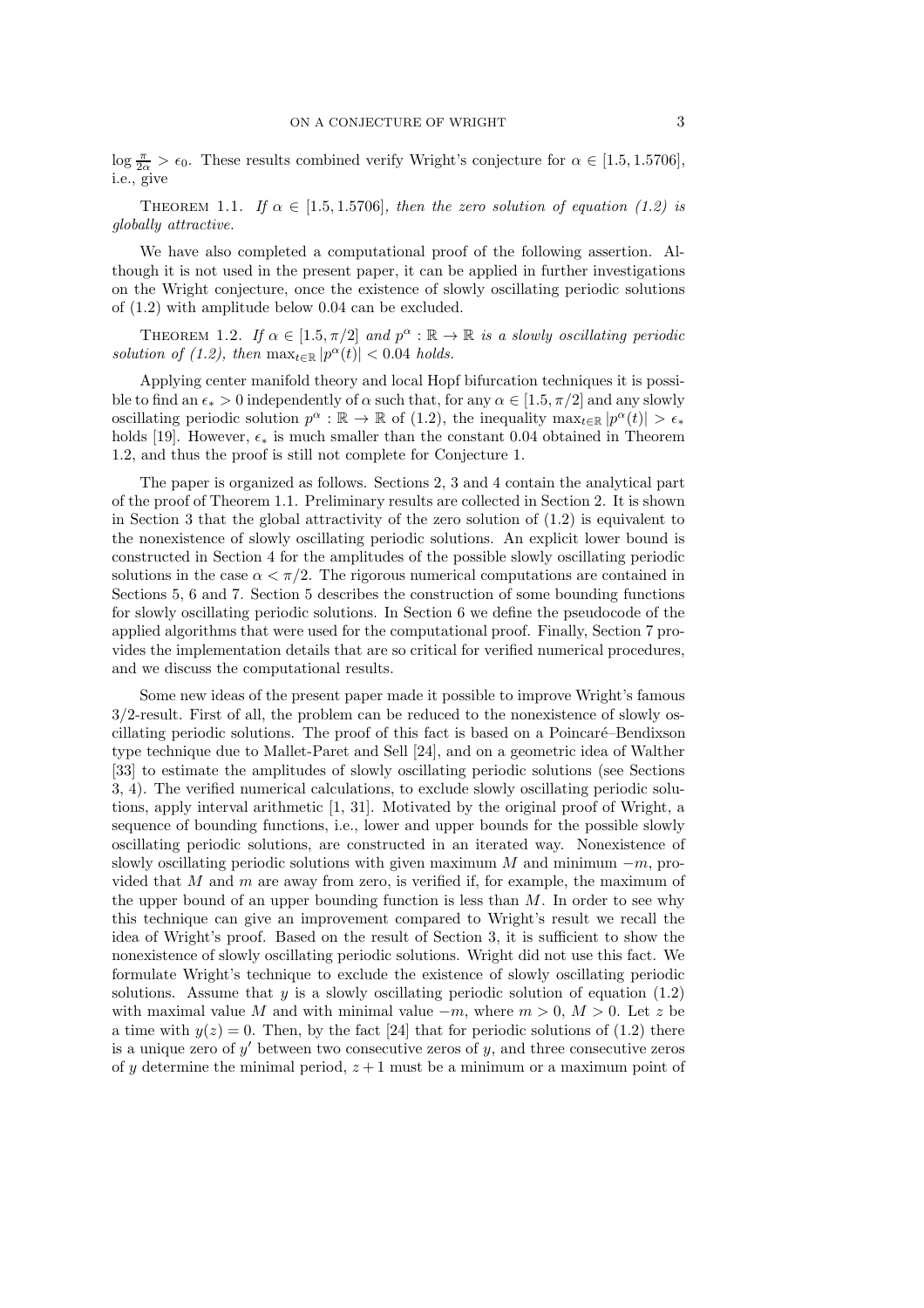$\log \frac{\pi}{2\alpha} > \epsilon_0$. These results combined verify Wright's conjecture for $\alpha \in [1.5, 1.5706]$, i.e., give

THEOREM 1.1. *If $\alpha \in [1.5, 1.5706]$, then the zero solution of equation (1.2) is globally attractive.*

We have also completed a computational proof of the following assertion. Although it is not used in the present paper, it can be applied in further investigations on the Wright conjecture, once the existence of slowly oscillating periodic solutions of (1.2) with amplitude below 0.04 can be excluded.

THEOREM 1.2. *If $\alpha \in [1.5, \pi/2]$ and $p^\alpha : \mathbb{R} \to \mathbb{R}$ is a slowly oscillating periodic solution of (1.2), then $\max_{t\in\mathbb{R}} |p^\alpha(t)| < 0.04$ holds.*

Applying center manifold theory and local Hopf bifurcation techniques it is possible to find an $\epsilon_* > 0$ independently of $\alpha$ such that, for any $\alpha \in [1.5, \pi/2]$ and any slowly oscillating periodic solution $p^\alpha : \mathbb{R} \to \mathbb{R}$ of (1.2), the inequality $\max_{t\in\mathbb{R}} |p^\alpha(t)| > \epsilon_*$ holds [19]. However, $\epsilon_*$ is much smaller than the constant 0.04 obtained in Theorem 1.2, and thus the proof is still not complete for Conjecture 1.

The paper is organized as follows. Sections 2, 3 and 4 contain the analytical part of the proof of Theorem 1.1. Preliminary results are collected in Section 2. It is shown in Section 3 that the global attractivity of the zero solution of (1.2) is equivalent to the nonexistence of slowly oscillating periodic solutions. An explicit lower bound is constructed in Section 4 for the amplitudes of the possible slowly oscillating periodic solutions in the case $\alpha < \pi/2$. The rigorous numerical computations are contained in Sections 5, 6 and 7. Section 5 describes the construction of some bounding functions for slowly oscillating periodic solutions. In Section 6 we define the pseudocode of the applied algorithms that were used for the computational proof. Finally, Section 7 provides the implementation details that are so critical for verified numerical procedures, and we discuss the computational results.

Some new ideas of the present paper made it possible to improve Wright's famous 3/2-result. First of all, the problem can be reduced to the nonexistence of slowly oscillating periodic solutions. The proof of this fact is based on a Poincaré–Bendixson type technique due to Mallet-Paret and Sell [24], and on a geometric idea of Walther [33] to estimate the amplitudes of slowly oscillating periodic solutions (see Sections 3, 4). The verified numerical calculations, to exclude slowly oscillating periodic solutions, apply interval arithmetic [1, 31]. Motivated by the original proof of Wright, a sequence of bounding functions, i.e., lower and upper bounds for the possible slowly oscillating periodic solutions, are constructed in an iterated way. Nonexistence of slowly oscillating periodic solutions with given maximum $M$ and minimum $-m$, provided that $M$ and $m$ are away from zero, is verified if, for example, the maximum of the upper bound of an upper bounding function is less than $M$. In order to see why this technique can give an improvement compared to Wright's result we recall the idea of Wright's proof. Based on the result of Section 3, it is sufficient to show the nonexistence of slowly oscillating periodic solutions. Wright did not use this fact. We formulate Wright's technique to exclude the existence of slowly oscillating periodic solutions. Assume that $y$ is a slowly oscillating periodic solution of equation (1.2) with maximal value $M$ and with minimal value $-m$, where $m > 0$, $M > 0$. Let $z$ be a time with $y(z) = 0$. Then, by the fact [24] that for periodic solutions of (1.2) there is a unique zero of $y'$ between two consecutive zeros of $y$, and three consecutive zeros of $y$ determine the minimal period, $z + 1$ must be a minimum or a maximum point of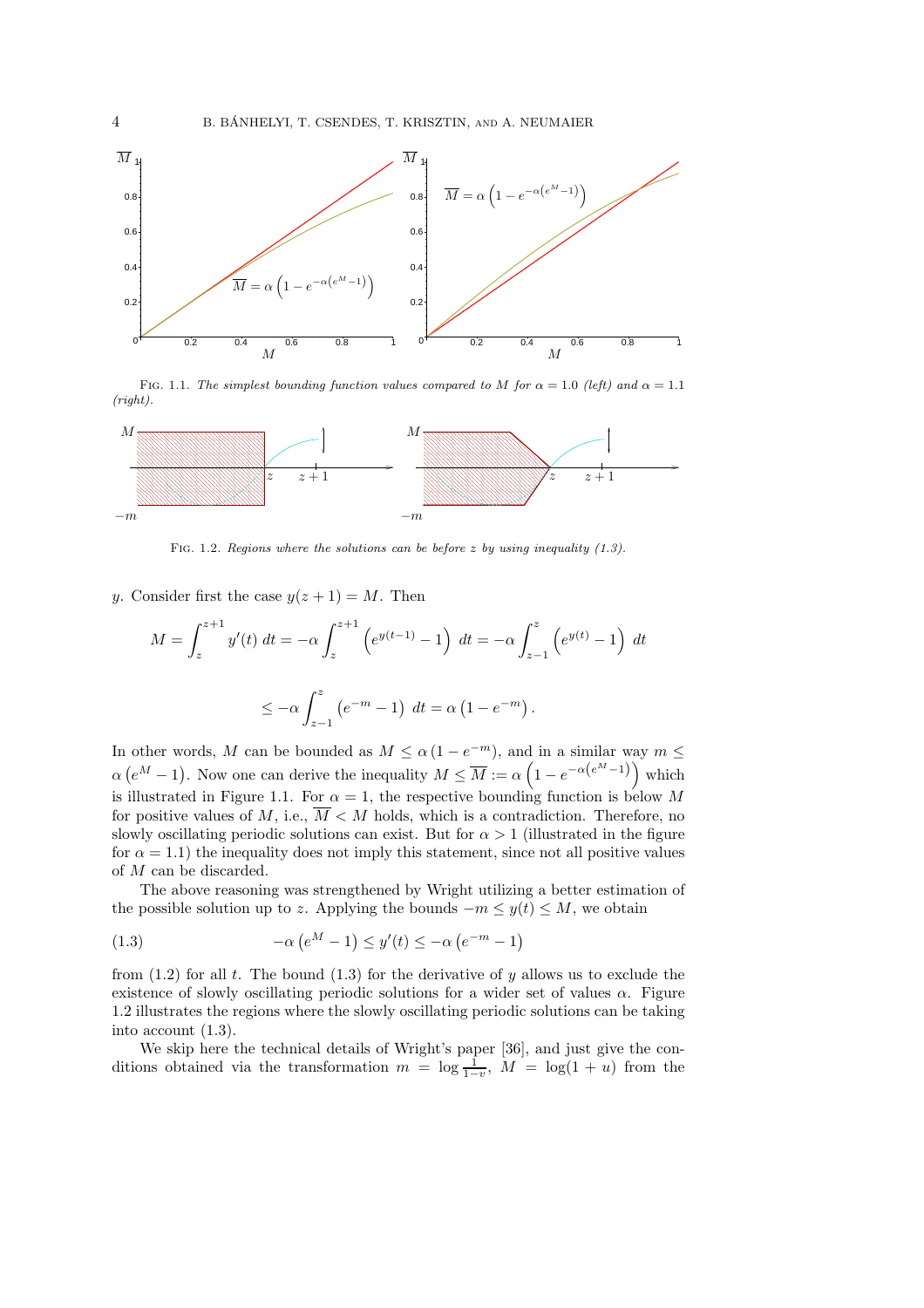FIG. 1.1. *The simplest bounding function values compared to $M$ for $\alpha = 1.0$ (left) and $\alpha = 1.1$ (right).*

FIG. 1.2. *Regions where the solutions can be before $z$ by using inequality (1.3).*

$y$. Consider first the case $y(z+1) = M$. Then

$$M = \int_z^{z+1} y'(t)\, dt = -\alpha \int_z^{z+1} \left(e^{y(t-1)} - 1\right)\, dt = -\alpha \int_{z-1}^{z} \left(e^{y(t)} - 1\right)\, dt$$

$$\leq -\alpha \int_{z-1}^{z} \left(e^{-m} - 1\right)\, dt = \alpha\left(1 - e^{-m}\right).$$

In other words, $M$ can be bounded as $M \leq \alpha\left(1 - e^{-m}\right)$, and in a similar way $m \leq \alpha\left(e^{M} - 1\right)$. Now one can derive the inequality $M \leq \overline{M} := \alpha\left(1 - e^{-\alpha\left(e^{M}-1\right)}\right)$ which is illustrated in Figure 1.1. For $\alpha = 1$, the respective bounding function is below $M$ for positive values of $M$, i.e., $\overline{M} < M$ holds, which is a contradiction. Therefore, no slowly oscillating periodic solutions can exist. But for $\alpha > 1$ (illustrated in the figure for $\alpha = 1.1$) the inequality does not imply this statement, since not all positive values of $M$ can be discarded.

The above reasoning was strengthened by Wright utilizing a better estimation of the possible solution up to $z$. Applying the bounds $-m \leq y(t) \leq M$, we obtain

$$-\alpha\left(e^{M} - 1\right) \leq y'(t) \leq -\alpha\left(e^{-m} - 1\right) \tag{1.3}$$

from (1.2) for all $t$. The bound (1.3) for the derivative of $y$ allows us to exclude the existence of slowly oscillating periodic solutions for a wider set of values $\alpha$. Figure 1.2 illustrates the regions where the slowly oscillating periodic solutions can be taking into account (1.3).

We skip here the technical details of Wright's paper [36], and just give the conditions obtained via the transformation $m = \log \frac{1}{1-v}$, $M = \log(1+u)$ from the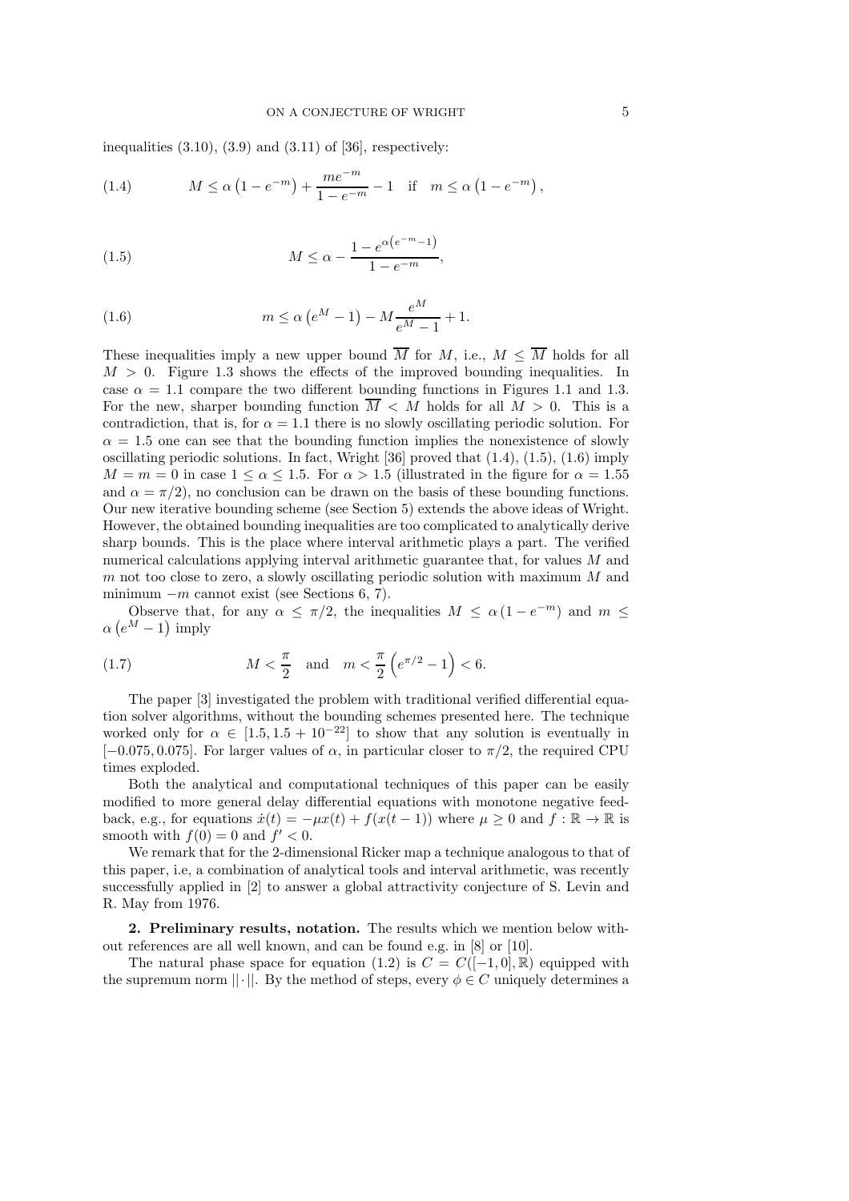inequalities (3.10), (3.9) and (3.11) of [36], respectively:

$$M \le \alpha\left(1-e^{-m}\right)+\frac{me^{-m}}{1-e^{-m}}-1 \quad \text{if} \quad m \le \alpha\left(1-e^{-m}\right), \tag{1.4}$$

$$M \le \alpha - \frac{1-e^{\alpha\left(e^{-m}-1\right)}}{1-e^{-m}}, \tag{1.5}$$

$$m \le \alpha\left(e^{M}-1\right) - M\frac{e^{M}}{e^{M}-1}+1. \tag{1.6}$$

These inequalities imply a new upper bound $\overline{M}$ for $M$, i.e., $M \le \overline{M}$ holds for all $M > 0$. Figure 1.3 shows the effects of the improved bounding inequalities. In case $\alpha = 1.1$ compare the two different bounding functions in Figures 1.1 and 1.3. For the new, sharper bounding function $\overline{M} < M$ holds for all $M > 0$. This is a contradiction, that is, for $\alpha = 1.1$ there is no slowly oscillating periodic solution. For $\alpha = 1.5$ one can see that the bounding function implies the nonexistence of slowly oscillating periodic solutions. In fact, Wright [36] proved that (1.4), (1.5), (1.6) imply $M = m = 0$ in case $1 \le \alpha \le 1.5$. For $\alpha > 1.5$ (illustrated in the figure for $\alpha = 1.55$ and $\alpha = \pi/2$), no conclusion can be drawn on the basis of these bounding functions. Our new iterative bounding scheme (see Section 5) extends the above ideas of Wright. However, the obtained bounding inequalities are too complicated to analytically derive sharp bounds. This is the place where interval arithmetic plays a part. The verified numerical calculations applying interval arithmetic guarantee that, for values $M$ and $m$ not too close to zero, a slowly oscillating periodic solution with maximum $M$ and minimum $-m$ cannot exist (see Sections 6, 7).

Observe that, for any $\alpha \le \pi/2$, the inequalities $M \le \alpha\left(1-e^{-m}\right)$ and $m \le \alpha\left(e^{M}-1\right)$ imply

$$M < \frac{\pi}{2} \quad \text{and} \quad m < \frac{\pi}{2}\left(e^{\pi/2}-1\right) < 6. \tag{1.7}$$

The paper [3] investigated the problem with traditional verified differential equation solver algorithms, without the bounding schemes presented here. The technique worked only for $\alpha \in [1.5, 1.5+10^{-22}]$ to show that any solution is eventually in $[-0.075, 0.075]$. For larger values of $\alpha$, in particular closer to $\pi/2$, the required CPU times exploded.

Both the analytical and computational techniques of this paper can be easily modified to more general delay differential equations with monotone negative feedback, e.g., for equations $\dot{x}(t) = -\mu x(t) + f(x(t-1))$ where $\mu \ge 0$ and $f : \mathbb{R} \to \mathbb{R}$ is smooth with $f(0) = 0$ and $f' < 0$.

We remark that for the 2-dimensional Ricker map a technique analogous to that of this paper, i.e, a combination of analytical tools and interval arithmetic, was recently successfully applied in [2] to answer a global attractivity conjecture of S. Levin and R. May from 1976.

**2. Preliminary results, notation.** The results which we mention below without references are all well known, and can be found e.g. in [8] or [10].

The natural phase space for equation (1.2) is $C = C([-1,0],\mathbb{R})$ equipped with the supremum norm $||\cdot||$. By the method of steps, every $\phi \in C$ uniquely determines a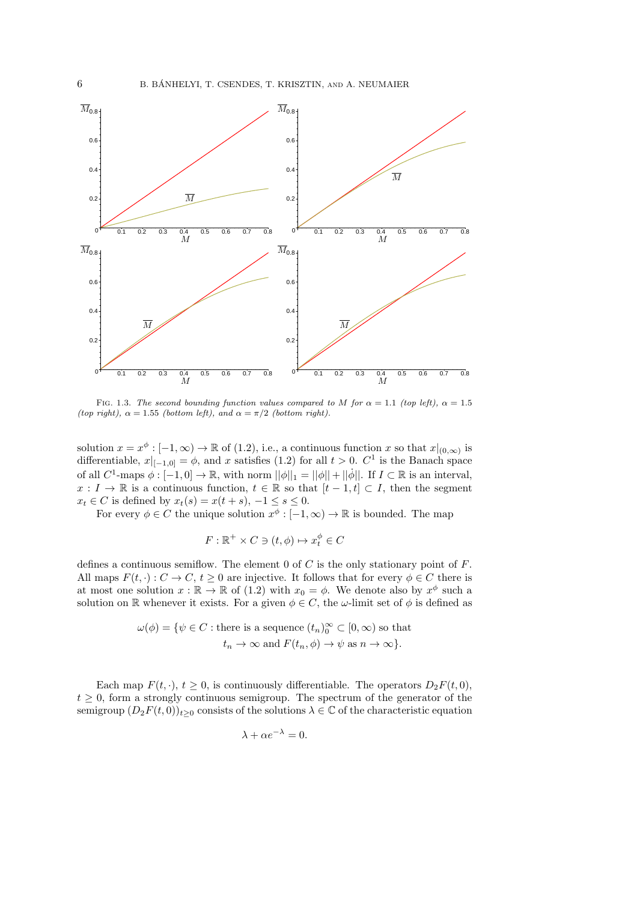FIG. 1.3. *The second bounding function values compared to $M$ for $\alpha = 1.1$ (top left), $\alpha = 1.5$ (top right), $\alpha = 1.55$ (bottom left), and $\alpha = \pi/2$ (bottom right).*

solution $x = x^\phi : [-1,\infty) \to \mathbb{R}$ of (1.2), i.e., a continuous function $x$ so that $x|_{(0,\infty)}$ is differentiable, $x|_{[-1,0]} = \phi$, and $x$ satisfies (1.2) for all $t > 0$. $C^1$ is the Banach space of all $C^1$-maps $\phi : [-1,0] \to \mathbb{R}$, with norm $||\phi||_1 = ||\phi|| + ||\dot\phi||$. If $I \subset \mathbb{R}$ is an interval, $x : I \to \mathbb{R}$ is a continuous function, $t \in \mathbb{R}$ so that $[t-1,t] \subset I$, then the segment $x_t \in C$ is defined by $x_t(s) = x(t+s)$, $-1 \le s \le 0$.

For every $\phi \in C$ the unique solution $x^\phi : [-1,\infty) \to \mathbb{R}$ is bounded. The map

$$F : \mathbb{R}^+ \times C \ni (t,\phi) \mapsto x_t^\phi \in C$$

defines a continuous semiflow. The element 0 of $C$ is the only stationary point of $F$. All maps $F(t,\cdot) : C \to C$, $t \ge 0$ are injective. It follows that for every $\phi \in C$ there is at most one solution $x : \mathbb{R} \to \mathbb{R}$ of (1.2) with $x_0 = \phi$. We denote also by $x^\phi$ such a solution on $\mathbb{R}$ whenever it exists. For a given $\phi \in C$, the $\omega$-limit set of $\phi$ is defined as

$$\omega(\phi) = \{\psi \in C : \text{there is a sequence } (t_n)_0^\infty \subset [0,\infty) \text{ so that } t_n \to \infty \text{ and } F(t_n,\phi) \to \psi \text{ as } n \to \infty\}.$$

Each map $F(t,\cdot)$, $t \ge 0$, is continuously differentiable. The operators $D_2F(t,0)$, $t \ge 0$, form a strongly continuous semigroup. The spectrum of the generator of the semigroup $(D_2F(t,0))_{t\ge 0}$ consists of the solutions $\lambda \in \mathbb{C}$ of the characteristic equation

$$\lambda + \alpha e^{-\lambda} = 0.$$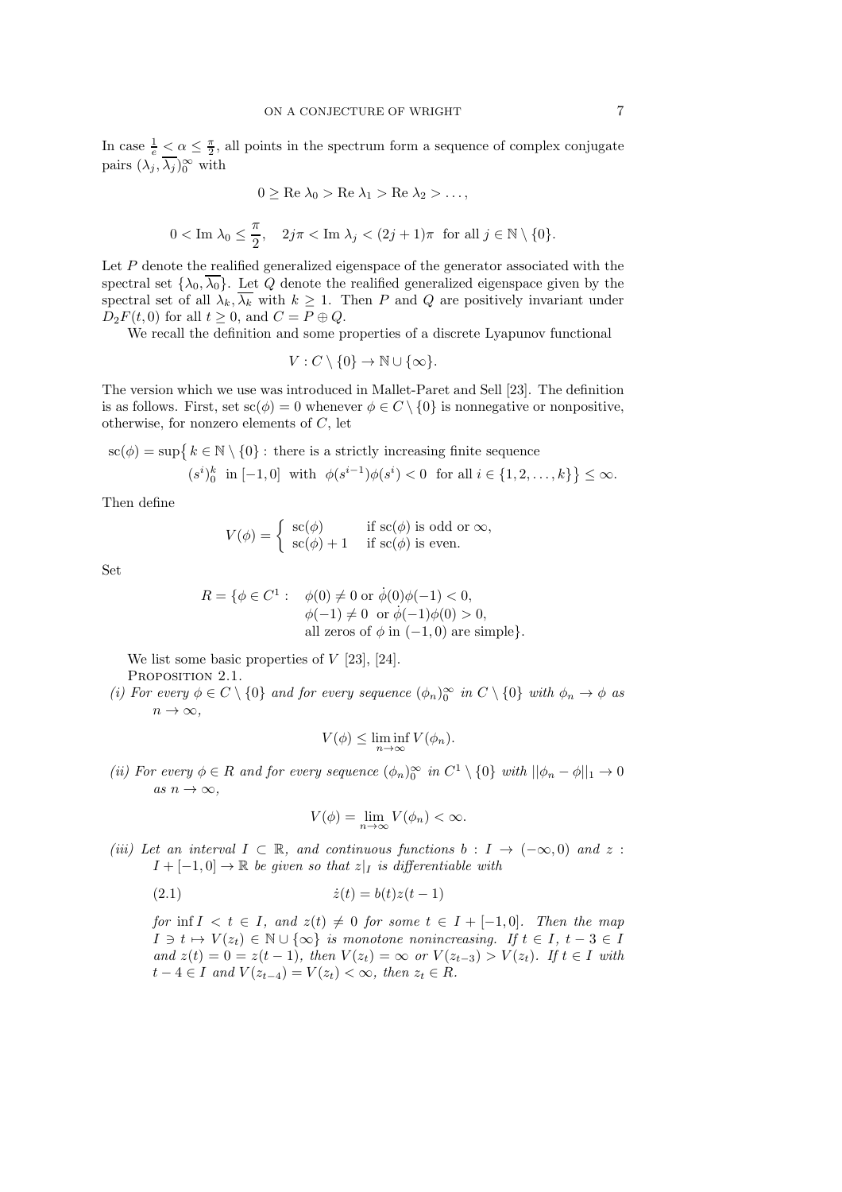In case $\frac{1}{e} < \alpha \leq \frac{\pi}{2}$, all points in the spectrum form a sequence of complex conjugate pairs $(\lambda_j, \overline{\lambda_j})_0^\infty$ with

$$0 \geq \text{Re } \lambda_0 > \text{Re } \lambda_1 > \text{Re } \lambda_2 > \ldots,$$

$$0 < \text{Im } \lambda_0 \leq \frac{\pi}{2}, \quad 2j\pi < \text{Im } \lambda_j < (2j+1)\pi \text{ for all } j \in \mathbb{N} \setminus \{0\}.$$

Let $P$ denote the realified generalized eigenspace of the generator associated with the spectral set $\{\lambda_0, \overline{\lambda_0}\}$. Let $Q$ denote the realified generalized eigenspace given by the spectral set of all $\lambda_k, \overline{\lambda_k}$ with $k \geq 1$. Then $P$ and $Q$ are positively invariant under $D_2F(t,0)$ for all $t \geq 0$, and $C = P \oplus Q$.

We recall the definition and some properties of a discrete Lyapunov functional

$$V : C \setminus \{0\} \to \mathbb{N} \cup \{\infty\}.$$

The version which we use was introduced in Mallet-Paret and Sell [23]. The definition is as follows. First, set $\text{sc}(\phi) = 0$ whenever $\phi \in C \setminus \{0\}$ is nonnegative or nonpositive, otherwise, for nonzero elements of $C$, let

$$\text{sc}(\phi) = \sup\big\{ k \in \mathbb{N} \setminus \{0\} : \text{there is a strictly increasing finite sequence } (s^i)_0^k \text{ in } [-1,0] \text{ with } \phi(s^{i-1})\phi(s^i) < 0 \text{ for all } i \in \{1,2,\ldots,k\}\big\} \leq \infty.$$

Then define

$$V(\phi) = \begin{cases} \text{sc}(\phi) & \text{if sc}(\phi) \text{ is odd or } \infty, \\ \text{sc}(\phi) + 1 & \text{if sc}(\phi) \text{ is even.} \end{cases}$$

Set

$$\begin{aligned} R = \{\phi \in C^1 : \quad & \phi(0) \neq 0 \text{ or } \dot{\phi}(0)\phi(-1) < 0, \\ & \phi(-1) \neq 0 \text{ or } \dot{\phi}(-1)\phi(0) > 0, \\ & \text{all zeros of } \phi \text{ in } (-1,0) \text{ are simple}\}. \end{aligned}$$

We list some basic properties of $V$ [23], [24].

Proposition 2.1.

*(i) For every $\phi \in C \setminus \{0\}$ and for every sequence $(\phi_n)_0^\infty$ in $C \setminus \{0\}$ with $\phi_n \to \phi$ as $n \to \infty$,*

$$V(\phi) \leq \liminf_{n\to\infty} V(\phi_n).$$

*(ii) For every $\phi \in R$ and for every sequence $(\phi_n)_0^\infty$ in $C^1 \setminus \{0\}$ with $||\phi_n - \phi||_1 \to 0$ as $n \to \infty$,*

$$V(\phi) = \lim_{n\to\infty} V(\phi_n) < \infty.$$

*(iii) Let an interval $I \subset \mathbb{R}$, and continuous functions $b : I \to (-\infty, 0)$ and $z : I + [-1,0] \to \mathbb{R}$ be given so that $z|_I$ is differentiable with*

$$\dot{z}(t) = b(t)z(t-1) \tag{2.1}$$

*for $\inf I < t \in I$, and $z(t) \neq 0$ for some $t \in I + [-1,0]$. Then the map $I \ni t \mapsto V(z_t) \in \mathbb{N} \cup \{\infty\}$ is monotone nonincreasing. If $t \in I$, $t-3 \in I$ and $z(t) = 0 = z(t-1)$, then $V(z_t) = \infty$ or $V(z_{t-3}) > V(z_t)$. If $t \in I$ with $t-4 \in I$ and $V(z_{t-4}) = V(z_t) < \infty$, then $z_t \in R$.*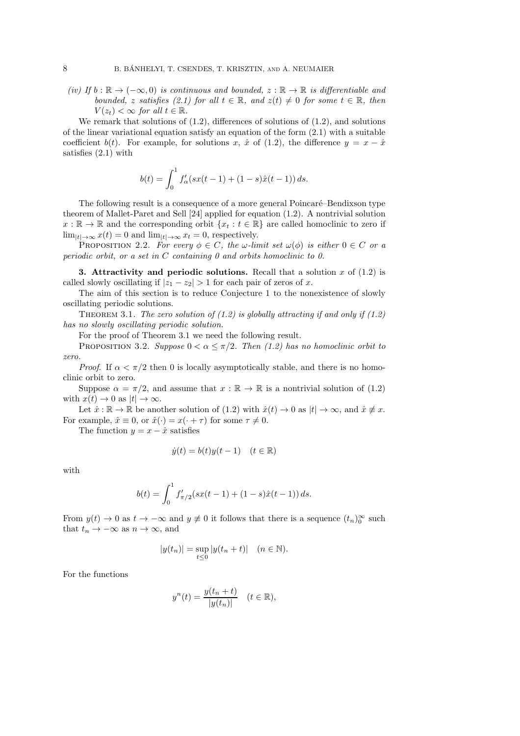*(iv) If $b : \mathbb{R} \to (-\infty, 0)$ is continuous and bounded, $z : \mathbb{R} \to \mathbb{R}$ is differentiable and bounded, $z$ satisfies (2.1) for all $t \in \mathbb{R}$, and $z(t) \neq 0$ for some $t \in \mathbb{R}$, then $V(z_t) < \infty$ for all $t \in \mathbb{R}$.*

We remark that solutions of (1.2), differences of solutions of (1.2), and solutions of the linear variational equation satisfy an equation of the form (2.1) with a suitable coefficient $b(t)$. For example, for solutions $x$, $\hat{x}$ of (1.2), the difference $y = x - \hat{x}$ satisfies (2.1) with

$$b(t) = \int_0^1 f'_\alpha(sx(t-1) + (1-s)\hat{x}(t-1))\,ds.$$

The following result is a consequence of a more general Poincaré–Bendixson type theorem of Mallet-Paret and Sell [24] applied for equation (1.2). A nontrivial solution $x : \mathbb{R} \to \mathbb{R}$ and the corresponding orbit $\{x_t : t \in \mathbb{R}\}$ are called homoclinic to zero if $\lim_{|t|\to\infty} x(t) = 0$ and $\lim_{|t|\to\infty} x_t = 0$, respectively.

Proposition 2.2. *For every $\phi \in C$, the $\omega$-limit set $\omega(\phi)$ is either $0 \in C$ or a periodic orbit, or a set in $C$ containing 0 and orbits homoclinic to 0.*

**3. Attractivity and periodic solutions.** Recall that a solution $x$ of (1.2) is called slowly oscillating if $|z_1 - z_2| > 1$ for each pair of zeros of $x$.

The aim of this section is to reduce Conjecture 1 to the nonexistence of slowly oscillating periodic solutions.

Theorem 3.1. *The zero solution of (1.2) is globally attracting if and only if (1.2) has no slowly oscillating periodic solution.*

For the proof of Theorem 3.1 we need the following result.

Proposition 3.2. *Suppose $0 < \alpha \leq \pi/2$. Then (1.2) has no homoclinic orbit to zero.*

*Proof.* If $\alpha < \pi/2$ then 0 is locally asymptotically stable, and there is no homoclinic orbit to zero.

Suppose $\alpha = \pi/2$, and assume that $x : \mathbb{R} \to \mathbb{R}$ is a nontrivial solution of (1.2) with $x(t) \to 0$ as $|t| \to \infty$.

Let $\hat{x} : \mathbb{R} \to \mathbb{R}$ be another solution of (1.2) with $\hat{x}(t) \to 0$ as $|t| \to \infty$, and $\hat{x} \not\equiv x$. For example, $\hat{x} \equiv 0$, or $\hat{x}(\cdot) = x(\cdot + \tau)$ for some $\tau \neq 0$.

The function $y = x - \hat{x}$ satisfies

$$\dot{y}(t) = b(t)y(t-1) \quad (t \in \mathbb{R})$$

with

$$b(t) = \int_0^1 f'_{\pi/2}(sx(t-1) + (1-s)\hat{x}(t-1))\,ds.$$

From $y(t) \to 0$ as $t \to -\infty$ and $y \not\equiv 0$ it follows that there is a sequence $(t_n)_0^\infty$ such that $t_n \to -\infty$ as $n \to \infty$, and

$$|y(t_n)| = \sup_{t \leq 0} |y(t_n + t)| \quad (n \in \mathbb{N}).$$

For the functions

$$y^n(t) = \frac{y(t_n + t)}{|y(t_n)|} \quad (t \in \mathbb{R}),$$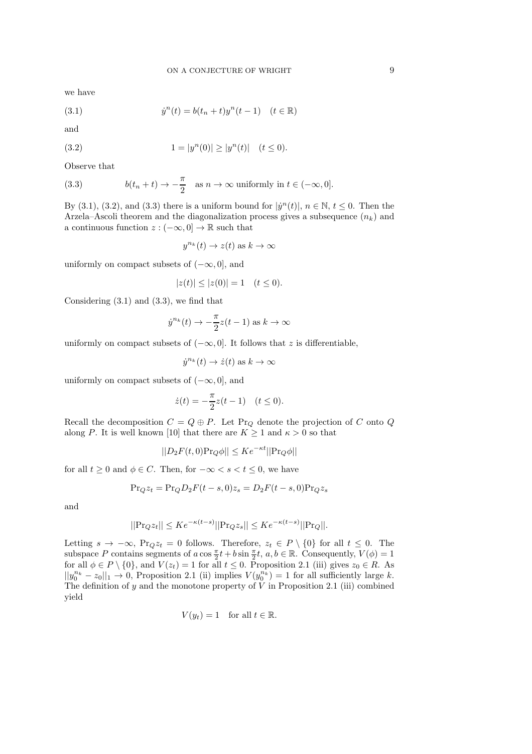we have

$$\dot{y}^n(t) = b(t_n + t)y^n(t-1) \quad (t \in \mathbb{R}) \tag{3.1}$$

and

$$1 = |y^n(0)| \geq |y^n(t)| \quad (t \leq 0). \tag{3.2}$$

Observe that

$$b(t_n + t) \to -\frac{\pi}{2} \quad \text{as } n \to \infty \text{ uniformly in } t \in (-\infty, 0]. \tag{3.3}$$

By (3.1), (3.2), and (3.3) there is a uniform bound for $|\dot{y}^n(t)|$, $n \in \mathbb{N}$, $t \leq 0$. Then the Arzela–Ascoli theorem and the diagonalization process gives a subsequence $(n_k)$ and a continuous function $z : (-\infty, 0] \to \mathbb{R}$ such that

$$y^{n_k}(t) \to z(t) \text{ as } k \to \infty$$

uniformly on compact subsets of $(-\infty, 0]$, and

$$|z(t)| \leq |z(0)| = 1 \quad (t \leq 0).$$

Considering (3.1) and (3.3), we find that

$$\dot{y}^{n_k}(t) \to -\frac{\pi}{2} z(t-1) \text{ as } k \to \infty$$

uniformly on compact subsets of $(-\infty, 0]$. It follows that $z$ is differentiable,

$$\dot{y}^{n_k}(t) \to \dot{z}(t) \text{ as } k \to \infty$$

uniformly on compact subsets of $(-\infty, 0]$, and

$$\dot{z}(t) = -\frac{\pi}{2} z(t-1) \quad (t \leq 0).$$

Recall the decomposition $C = Q \oplus P$. Let $\mathrm{Pr}_Q$ denote the projection of $C$ onto $Q$ along $P$. It is well known [10] that there are $K \geq 1$ and $\kappa > 0$ so that

$$||D_2 F(t, 0) \mathrm{Pr}_Q \phi|| \leq K e^{-\kappa t} ||\mathrm{Pr}_Q \phi||$$

for all $t \geq 0$ and $\phi \in C$. Then, for $-\infty < s < t \leq 0$, we have

$$\mathrm{Pr}_Q z_t = \mathrm{Pr}_Q D_2 F(t-s, 0) z_s = D_2 F(t-s, 0) \mathrm{Pr}_Q z_s$$

and

$$||\mathrm{Pr}_Q z_t|| \leq K e^{-\kappa(t-s)} ||\mathrm{Pr}_Q z_s|| \leq K e^{-\kappa(t-s)} ||\mathrm{Pr}_Q||.$$

Letting $s \to -\infty$, $\mathrm{Pr}_Q z_t = 0$ follows. Therefore, $z_t \in P \setminus \{0\}$ for all $t \leq 0$. The subspace $P$ contains segments of $a \cos \frac{\pi}{2} t + b \sin \frac{\pi}{2} t$, $a, b \in \mathbb{R}$. Consequently, $V(\phi) = 1$ for all $\phi \in P \setminus \{0\}$, and $V(z_t) = 1$ for all $t \leq 0$. Proposition 2.1 (iii) gives $z_0 \in R$. As $||y_0^{n_k} - z_0||_1 \to 0$, Proposition 2.1 (ii) implies $V(y_0^{n_k}) = 1$ for all sufficiently large $k$. The definition of $y$ and the monotone property of $V$ in Proposition 2.1 (iii) combined yield

$$V(y_t) = 1 \quad \text{for all } t \in \mathbb{R}.$$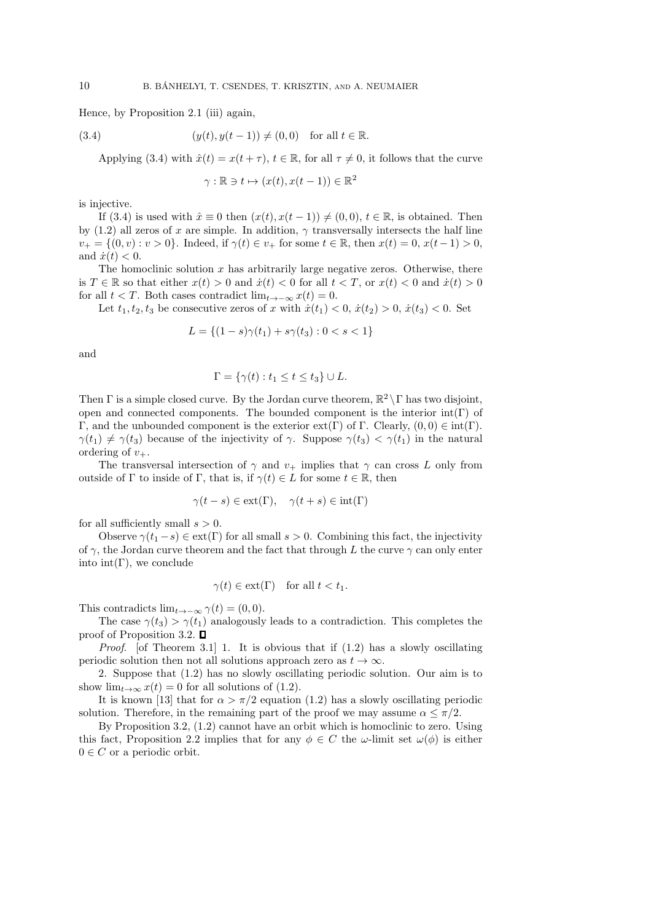Hence, by Proposition 2.1 (iii) again,

$$(y(t), y(t-1)) \neq (0,0) \quad \text{for all } t \in \mathbb{R}. \tag{3.4}$$

Applying (3.4) with $\hat{x}(t) = x(t+\tau)$, $t \in \mathbb{R}$, for all $\tau \neq 0$, it follows that the curve

$$\gamma : \mathbb{R} \ni t \mapsto (x(t), x(t-1)) \in \mathbb{R}^2$$

is injective.

If (3.4) is used with $\hat{x} \equiv 0$ then $(x(t), x(t-1)) \neq (0,0)$, $t \in \mathbb{R}$, is obtained. Then by (1.2) all zeros of $x$ are simple. In addition, $\gamma$ transversally intersects the half line $v_+ = \{(0,v) : v > 0\}$. Indeed, if $\gamma(t) \in v_+$ for some $t \in \mathbb{R}$, then $x(t) = 0$, $x(t-1) > 0$, and $\dot{x}(t) < 0$.

The homoclinic solution $x$ has arbitrarily large negative zeros. Otherwise, there is $T \in \mathbb{R}$ so that either $x(t) > 0$ and $\dot{x}(t) < 0$ for all $t < T$, or $x(t) < 0$ and $\dot{x}(t) > 0$ for all $t < T$. Both cases contradict $\lim_{t \to -\infty} x(t) = 0$.

Let $t_1, t_2, t_3$ be consecutive zeros of $x$ with $\dot{x}(t_1) < 0$, $\dot{x}(t_2) > 0$, $\dot{x}(t_3) < 0$. Set

$$L = \{(1-s)\gamma(t_1) + s\gamma(t_3) : 0 < s < 1\}$$

and

$$\Gamma = \{\gamma(t) : t_1 \leq t \leq t_3\} \cup L.$$

Then $\Gamma$ is a simple closed curve. By the Jordan curve theorem, $\mathbb{R}^2 \setminus \Gamma$ has two disjoint, open and connected components. The bounded component is the interior $\operatorname{int}(\Gamma)$ of $\Gamma$, and the unbounded component is the exterior $\operatorname{ext}(\Gamma)$ of $\Gamma$. Clearly, $(0,0) \in \operatorname{int}(\Gamma)$. $\gamma(t_1) \neq \gamma(t_3)$ because of the injectivity of $\gamma$. Suppose $\gamma(t_3) < \gamma(t_1)$ in the natural ordering of $v_+$.

The transversal intersection of $\gamma$ and $v_+$ implies that $\gamma$ can cross $L$ only from outside of $\Gamma$ to inside of $\Gamma$, that is, if $\gamma(t) \in L$ for some $t \in \mathbb{R}$, then

$$\gamma(t-s) \in \operatorname{ext}(\Gamma), \quad \gamma(t+s) \in \operatorname{int}(\Gamma)$$

for all sufficiently small $s > 0$.

Observe $\gamma(t_1 - s) \in \operatorname{ext}(\Gamma)$ for all small $s > 0$. Combining this fact, the injectivity of $\gamma$, the Jordan curve theorem and the fact that through $L$ the curve $\gamma$ can only enter into $\operatorname{int}(\Gamma)$, we conclude

$$\gamma(t) \in \operatorname{ext}(\Gamma) \quad \text{for all } t < t_1.$$

This contradicts $\lim_{t \to -\infty} \gamma(t) = (0,0)$.

The case $\gamma(t_3) > \gamma(t_1)$ analogously leads to a contradiction. This completes the proof of Proposition 3.2. ∎

*Proof.* [of Theorem 3.1] 1. It is obvious that if (1.2) has a slowly oscillating periodic solution then not all solutions approach zero as $t \to \infty$.

2. Suppose that (1.2) has no slowly oscillating periodic solution. Our aim is to show $\lim_{t \to \infty} x(t) = 0$ for all solutions of (1.2).

It is known [13] that for $\alpha > \pi/2$ equation (1.2) has a slowly oscillating periodic solution. Therefore, in the remaining part of the proof we may assume $\alpha \leq \pi/2$.

By Proposition 3.2, (1.2) cannot have an orbit which is homoclinic to zero. Using this fact, Proposition 2.2 implies that for any $\phi \in C$ the $\omega$-limit set $\omega(\phi)$ is either $0 \in C$ or a periodic orbit.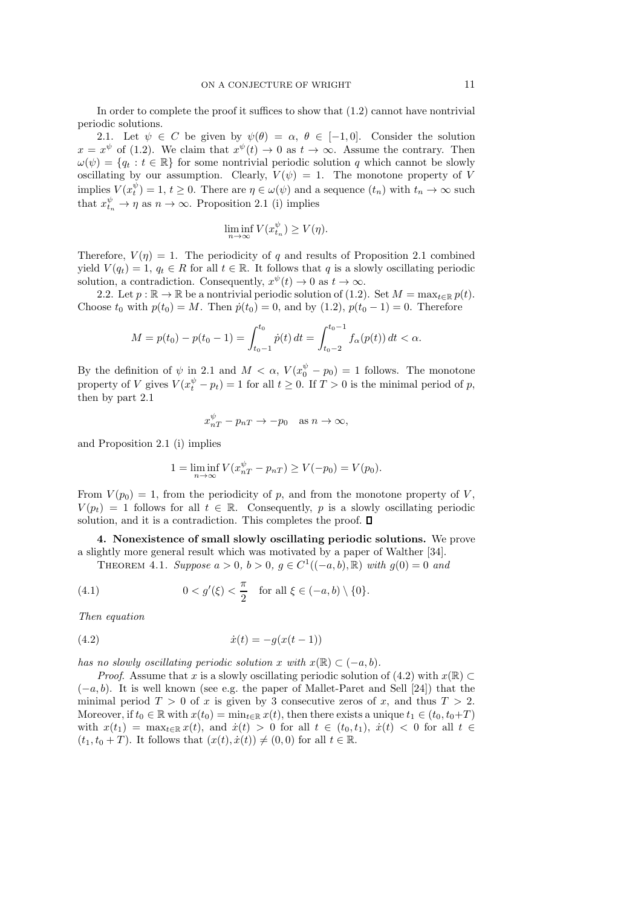In order to complete the proof it suffices to show that (1.2) cannot have nontrivial periodic solutions.

2.1. Let $\psi \in C$ be given by $\psi(\theta) = \alpha$, $\theta \in [-1, 0]$. Consider the solution $x = x^\psi$ of (1.2). We claim that $x^\psi(t) \to 0$ as $t \to \infty$. Assume the contrary. Then $\omega(\psi) = \{q_t : t \in \mathbb{R}\}$ for some nontrivial periodic solution $q$ which cannot be slowly oscillating by our assumption. Clearly, $V(\psi) = 1$. The monotone property of $V$ implies $V(x_t^\psi) = 1$, $t \geq 0$. There are $\eta \in \omega(\psi)$ and a sequence $(t_n)$ with $t_n \to \infty$ such that $x_{t_n}^\psi \to \eta$ as $n \to \infty$. Proposition 2.1 (i) implies

$$\liminf_{n\to\infty} V(x_{t_n}^\psi) \geq V(\eta).$$

Therefore, $V(\eta) = 1$. The periodicity of $q$ and results of Proposition 2.1 combined yield $V(q_t) = 1$, $q_t \in R$ for all $t \in \mathbb{R}$. It follows that $q$ is a slowly oscillating periodic solution, a contradiction. Consequently, $x^\psi(t) \to 0$ as $t \to \infty$.

2.2. Let $p : \mathbb{R} \to \mathbb{R}$ be a nontrivial periodic solution of (1.2). Set $M = \max_{t\in\mathbb{R}} p(t)$. Choose $t_0$ with $p(t_0) = M$. Then $\dot{p}(t_0) = 0$, and by (1.2), $p(t_0 - 1) = 0$. Therefore

$$M = p(t_0) - p(t_0 - 1) = \int_{t_0-1}^{t_0} \dot{p}(t)\, dt = \int_{t_0-2}^{t_0-1} f_\alpha(p(t))\, dt < \alpha.$$

By the definition of $\psi$ in 2.1 and $M < \alpha$, $V(x_0^\psi - p_0) = 1$ follows. The monotone property of $V$ gives $V(x_t^\psi - p_t) = 1$ for all $t \geq 0$. If $T > 0$ is the minimal period of $p$, then by part 2.1

$$x_{nT}^\psi - p_{nT} \to -p_0 \quad \text{as } n \to \infty,$$

and Proposition 2.1 (i) implies

$$1 = \liminf_{n\to\infty} V(x_{nT}^\psi - p_{nT}) \geq V(-p_0) = V(p_0).$$

From $V(p_0) = 1$, from the periodicity of $p$, and from the monotone property of $V$, $V(p_t) = 1$ follows for all $t \in \mathbb{R}$. Consequently, $p$ is a slowly oscillating periodic solution, and it is a contradiction. This completes the proof. ∎

**4. Nonexistence of small slowly oscillating periodic solutions.** We prove a slightly more general result which was motivated by a paper of Walther [34].

THEOREM 4.1. *Suppose $a > 0$, $b > 0$, $g \in C^1((-a, b), \mathbb{R})$ with $g(0) = 0$ and*

$$0 < g'(\xi) < \frac{\pi}{2} \quad \text{for all } \xi \in (-a, b) \setminus \{0\}. \tag{4.1}$$

*Then equation*

$$\dot{x}(t) = -g(x(t - 1)) \tag{4.2}$$

*has no slowly oscillating periodic solution $x$ with $x(\mathbb{R}) \subset (-a, b)$.*

*Proof.* Assume that $x$ is a slowly oscillating periodic solution of (4.2) with $x(\mathbb{R}) \subset (-a, b)$. It is well known (see e.g. the paper of Mallet-Paret and Sell [24]) that the minimal period $T > 0$ of $x$ is given by 3 consecutive zeros of $x$, and thus $T > 2$. Moreover, if $t_0 \in \mathbb{R}$ with $x(t_0) = \min_{t\in\mathbb{R}} x(t)$, then there exists a unique $t_1 \in (t_0, t_0+T)$ with $x(t_1) = \max_{t\in\mathbb{R}} x(t)$, and $\dot{x}(t) > 0$ for all $t \in (t_0, t_1)$, $\dot{x}(t) < 0$ for all $t \in (t_1, t_0 + T)$. It follows that $(x(t), \dot{x}(t)) \neq (0, 0)$ for all $t \in \mathbb{R}$.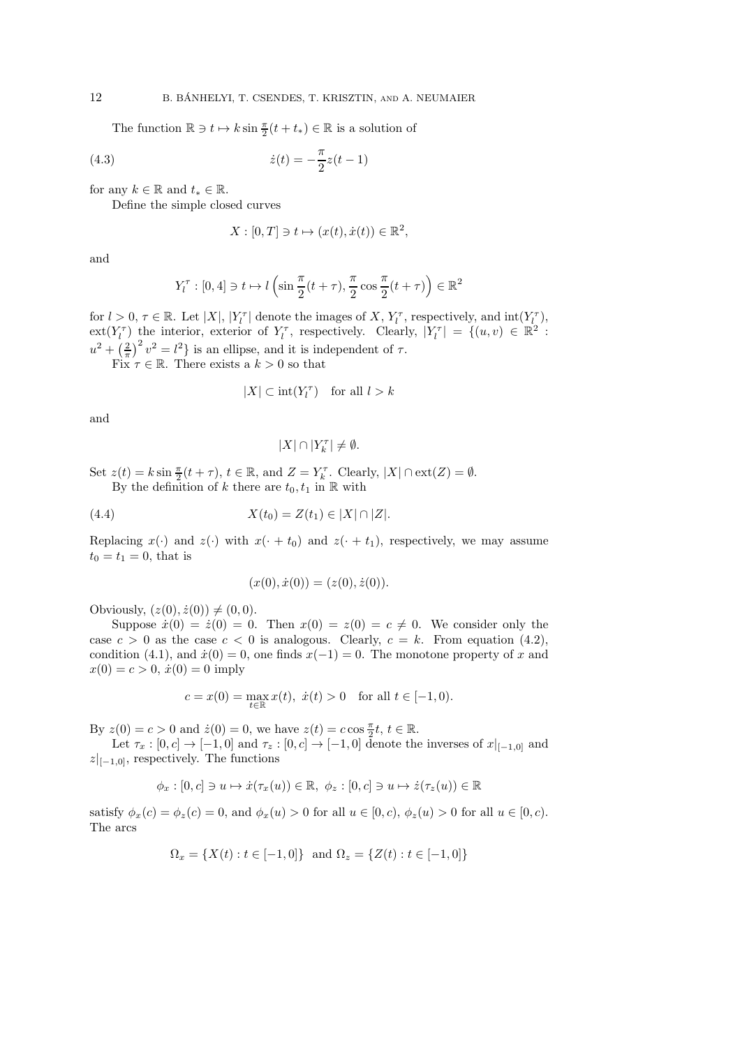The function $\mathbb{R} \ni t \mapsto k \sin \frac{\pi}{2}(t + t_*) \in \mathbb{R}$ is a solution of

$$\dot{z}(t) = -\frac{\pi}{2} z(t-1) \tag{4.3}$$

for any $k \in \mathbb{R}$ and $t_* \in \mathbb{R}$.

Define the simple closed curves

$$X : [0, T] \ni t \mapsto (x(t), \dot{x}(t)) \in \mathbb{R}^2,$$

and

$$Y_l^\tau : [0, 4] \ni t \mapsto l \left( \sin \frac{\pi}{2}(t + \tau), \frac{\pi}{2} \cos \frac{\pi}{2}(t + \tau) \right) \in \mathbb{R}^2$$

for $l > 0$, $\tau \in \mathbb{R}$. Let $|X|$, $|Y_l^\tau|$ denote the images of $X$, $Y_l^\tau$, respectively, and $\operatorname{int}(Y_l^\tau)$, $\operatorname{ext}(Y_l^\tau)$ the interior, exterior of $Y_l^\tau$, respectively. Clearly, $|Y_l^\tau| = \{(u, v) \in \mathbb{R}^2 : u^2 + \left(\frac{2}{\pi}\right)^2 v^2 = l^2\}$ is an ellipse, and it is independent of $\tau$.

Fix $\tau \in \mathbb{R}$. There exists a $k > 0$ so that

$$|X| \subset \operatorname{int}(Y_l^\tau) \quad \text{for all } l > k$$

and

$$|X| \cap |Y_k^\tau| \neq \emptyset.$$

Set $z(t) = k \sin \frac{\pi}{2}(t + \tau)$, $t \in \mathbb{R}$, and $Z = Y_k^\tau$. Clearly, $|X| \cap \operatorname{ext}(Z) = \emptyset$.

By the definition of $k$ there are $t_0, t_1$ in $\mathbb{R}$ with

$$X(t_0) = Z(t_1) \in |X| \cap |Z|. \tag{4.4}$$

Replacing $x(\cdot)$ and $z(\cdot)$ with $x(\cdot + t_0)$ and $z(\cdot + t_1)$, respectively, we may assume $t_0 = t_1 = 0$, that is

$$(x(0), \dot{x}(0)) = (z(0), \dot{z}(0)).$$

Obviously, $(z(0), \dot{z}(0)) \neq (0, 0)$.

Suppose $\dot{x}(0) = \dot{z}(0) = 0$. Then $x(0) = z(0) = c \neq 0$. We consider only the case $c > 0$ as the case $c < 0$ is analogous. Clearly, $c = k$. From equation (4.2), condition (4.1), and $\dot{x}(0) = 0$, one finds $x(-1) = 0$. The monotone property of $x$ and $x(0) = c > 0$, $\dot{x}(0) = 0$ imply

$$c = x(0) = \max_{t \in \mathbb{R}} x(t), \ \dot{x}(t) > 0 \quad \text{for all } t \in [-1, 0).$$

By $z(0) = c > 0$ and $\dot{z}(0) = 0$, we have $z(t) = c \cos \frac{\pi}{2} t$, $t \in \mathbb{R}$.

Let $\tau_x : [0, c] \to [-1, 0]$ and $\tau_z : [0, c] \to [-1, 0]$ denote the inverses of $x|_{[-1,0]}$ and $z|_{[-1,0]}$, respectively. The functions

$$\phi_x : [0, c] \ni u \mapsto \dot{x}(\tau_x(u)) \in \mathbb{R}, \ \phi_z : [0, c] \ni u \mapsto \dot{z}(\tau_z(u)) \in \mathbb{R}$$

satisfy $\phi_x(c) = \phi_z(c) = 0$, and $\phi_x(u) > 0$ for all $u \in [0, c)$, $\phi_z(u) > 0$ for all $u \in [0, c)$. The arcs

$$\Omega_x = \{X(t) : t \in [-1, 0]\} \ \text{ and } \Omega_z = \{Z(t) : t \in [-1, 0]\}$$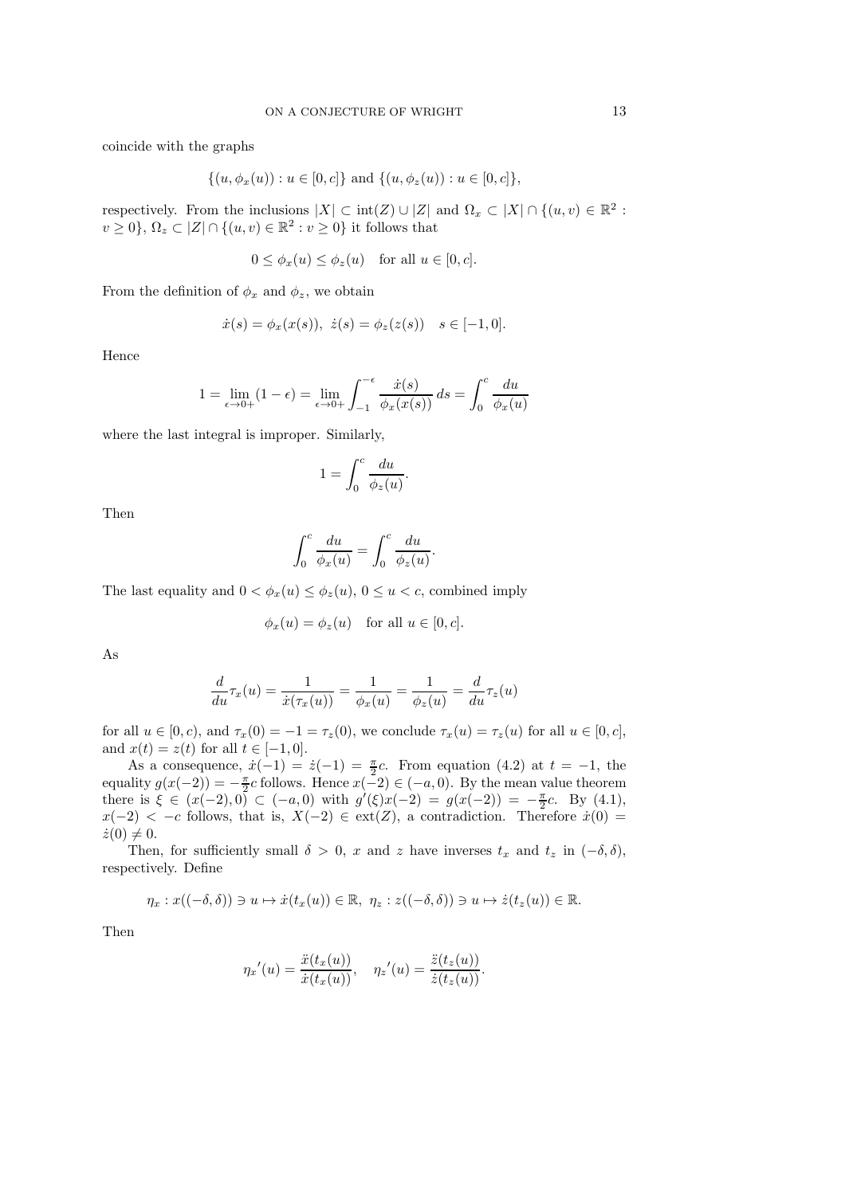coincide with the graphs

$$\{(u, \phi_x(u)) : u \in [0, c]\} \text{ and } \{(u, \phi_z(u)) : u \in [0, c]\},$$

respectively. From the inclusions $|X| \subset \text{int}(Z) \cup |Z|$ and $\Omega_x \subset |X| \cap \{(u, v) \in \mathbb{R}^2 : v \geq 0\}$, $\Omega_z \subset |Z| \cap \{(u, v) \in \mathbb{R}^2 : v \geq 0\}$ it follows that

$$0 \leq \phi_x(u) \leq \phi_z(u) \quad \text{for all } u \in [0, c].$$

From the definition of $\phi_x$ and $\phi_z$, we obtain

$$\dot{x}(s) = \phi_x(x(s)), \ \dot{z}(s) = \phi_z(z(s)) \quad s \in [-1, 0].$$

Hence

$$1 = \lim_{\epsilon \to 0+} (1 - \epsilon) = \lim_{\epsilon \to 0+} \int_{-1}^{-\epsilon} \frac{\dot{x}(s)}{\phi_x(x(s))} \, ds = \int_0^c \frac{du}{\phi_x(u)}$$

where the last integral is improper. Similarly,

$$1 = \int_0^c \frac{du}{\phi_z(u)}.$$

Then

$$\int_0^c \frac{du}{\phi_x(u)} = \int_0^c \frac{du}{\phi_z(u)}.$$

The last equality and $0 < \phi_x(u) \leq \phi_z(u)$, $0 \leq u < c$, combined imply

$$\phi_x(u) = \phi_z(u) \quad \text{for all } u \in [0, c].$$

As

$$\frac{d}{du}\tau_x(u) = \frac{1}{\dot{x}(\tau_x(u))} = \frac{1}{\phi_x(u)} = \frac{1}{\phi_z(u)} = \frac{d}{du}\tau_z(u)$$

for all $u \in [0, c)$, and $\tau_x(0) = -1 = \tau_z(0)$, we conclude $\tau_x(u) = \tau_z(u)$ for all $u \in [0, c]$, and $x(t) = z(t)$ for all $t \in [-1, 0]$.

As a consequence, $\dot{x}(-1) = \dot{z}(-1) = \frac{\pi}{2}c$. From equation (4.2) at $t = -1$, the equality $g(x(-2)) = -\frac{\pi}{2}c$ follows. Hence $x(-2) \in (-a, 0)$. By the mean value theorem there is $\xi \in (x(-2), 0) \subset (-a, 0)$ with $g'(\xi)x(-2) = g(x(-2)) = -\frac{\pi}{2}c$. By (4.1), $x(-2) < -c$ follows, that is, $X(-2) \in \text{ext}(Z)$, a contradiction. Therefore $\dot{x}(0) = \dot{z}(0) \neq 0$.

Then, for sufficiently small $\delta > 0$, $x$ and $z$ have inverses $t_x$ and $t_z$ in $(-\delta, \delta)$, respectively. Define

$$\eta_x : x((-\delta, \delta)) \ni u \mapsto \dot{x}(t_x(u)) \in \mathbb{R}, \ \eta_z : z((-\delta, \delta)) \ni u \mapsto \dot{z}(t_z(u)) \in \mathbb{R}.$$

Then

$$\eta_x{}'(u) = \frac{\ddot{x}(t_x(u))}{\dot{x}(t_x(u))}, \quad \eta_z{}'(u) = \frac{\ddot{z}(t_z(u))}{\dot{z}(t_z(u))}.$$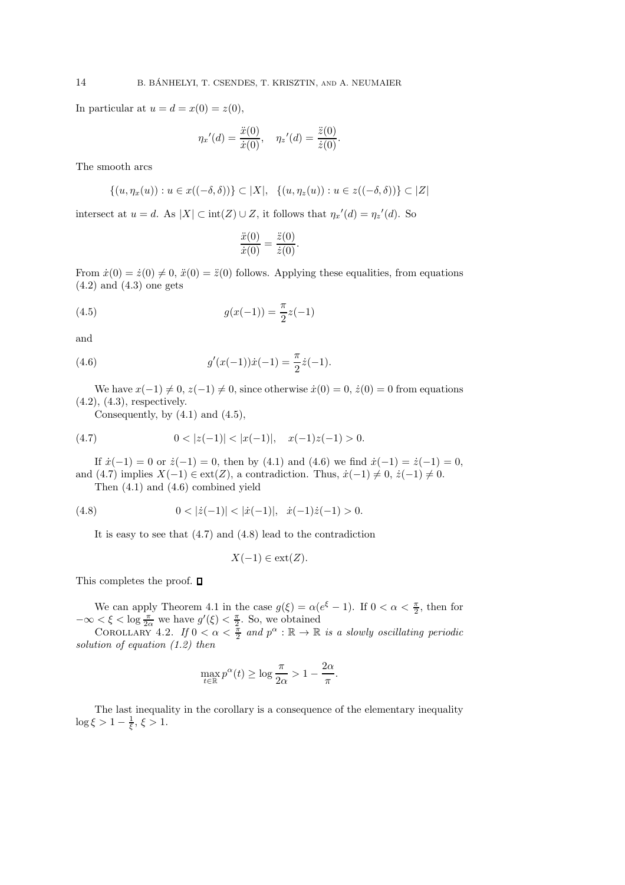In particular at $u = d = x(0) = z(0)$,

$$\eta_x{}'(d) = \frac{\ddot{x}(0)}{\dot{x}(0)}, \quad \eta_z{}'(d) = \frac{\ddot{z}(0)}{\dot{z}(0)}.$$

The smooth arcs

$$\{(u, \eta_x(u)) : u \in x((-\delta, \delta))\} \subset |X|, \quad \{(u, \eta_z(u)) : u \in z((-\delta, \delta))\} \subset |Z|$$

intersect at $u = d$. As $|X| \subset \text{int}(Z) \cup Z$, it follows that $\eta_x{}'(d) = \eta_z{}'(d)$. So

$$\frac{\ddot{x}(0)}{\dot{x}(0)} = \frac{\ddot{z}(0)}{\dot{z}(0)}.$$

From $\dot{x}(0) = \dot{z}(0) \neq 0$, $\ddot{x}(0) = \ddot{z}(0)$ follows. Applying these equalities, from equations (4.2) and (4.3) one gets

$$g(x(-1)) = \frac{\pi}{2} z(-1) \tag{4.5}$$

and

$$g'(x(-1))\dot{x}(-1) = \frac{\pi}{2}\dot{z}(-1). \tag{4.6}$$

We have $x(-1) \neq 0$, $z(-1) \neq 0$, since otherwise $\dot{x}(0) = 0$, $\dot{z}(0) = 0$ from equations (4.2), (4.3), respectively.

Consequently, by (4.1) and (4.5),

$$0 < |z(-1)| < |x(-1)|, \quad x(-1)z(-1) > 0. \tag{4.7}$$

If $\dot{x}(-1) = 0$ or $\dot{z}(-1) = 0$, then by (4.1) and (4.6) we find $\dot{x}(-1) = \dot{z}(-1) = 0$, and (4.7) implies $X(-1) \in \text{ext}(Z)$, a contradiction. Thus, $\dot{x}(-1) \neq 0$, $\dot{z}(-1) \neq 0$.

Then (4.1) and (4.6) combined yield

$$0 < |\dot{z}(-1)| < |\dot{x}(-1)|, \quad \dot{x}(-1)\dot{z}(-1) > 0. \tag{4.8}$$

It is easy to see that (4.7) and (4.8) lead to the contradiction

$$X(-1) \in \text{ext}(Z).$$

This completes the proof. ∎

We can apply Theorem 4.1 in the case $g(\xi) = \alpha(e^{\xi} - 1)$. If $0 < \alpha < \frac{\pi}{2}$, then for $-\infty < \xi < \log \frac{\pi}{2\alpha}$ we have $g'(\xi) < \frac{\pi}{2}$. So, we obtained

Corollary 4.2. *If $0 < \alpha < \frac{\pi}{2}$ and $p^{\alpha} : \mathbb{R} \to \mathbb{R}$ is a slowly oscillating periodic solution of equation (1.2) then*

$$\max_{t \in \mathbb{R}} p^{\alpha}(t) \geq \log \frac{\pi}{2\alpha} > 1 - \frac{2\alpha}{\pi}.$$

The last inequality in the corollary is a consequence of the elementary inequality $\log \xi > 1 - \frac{1}{\xi}$, $\xi > 1$.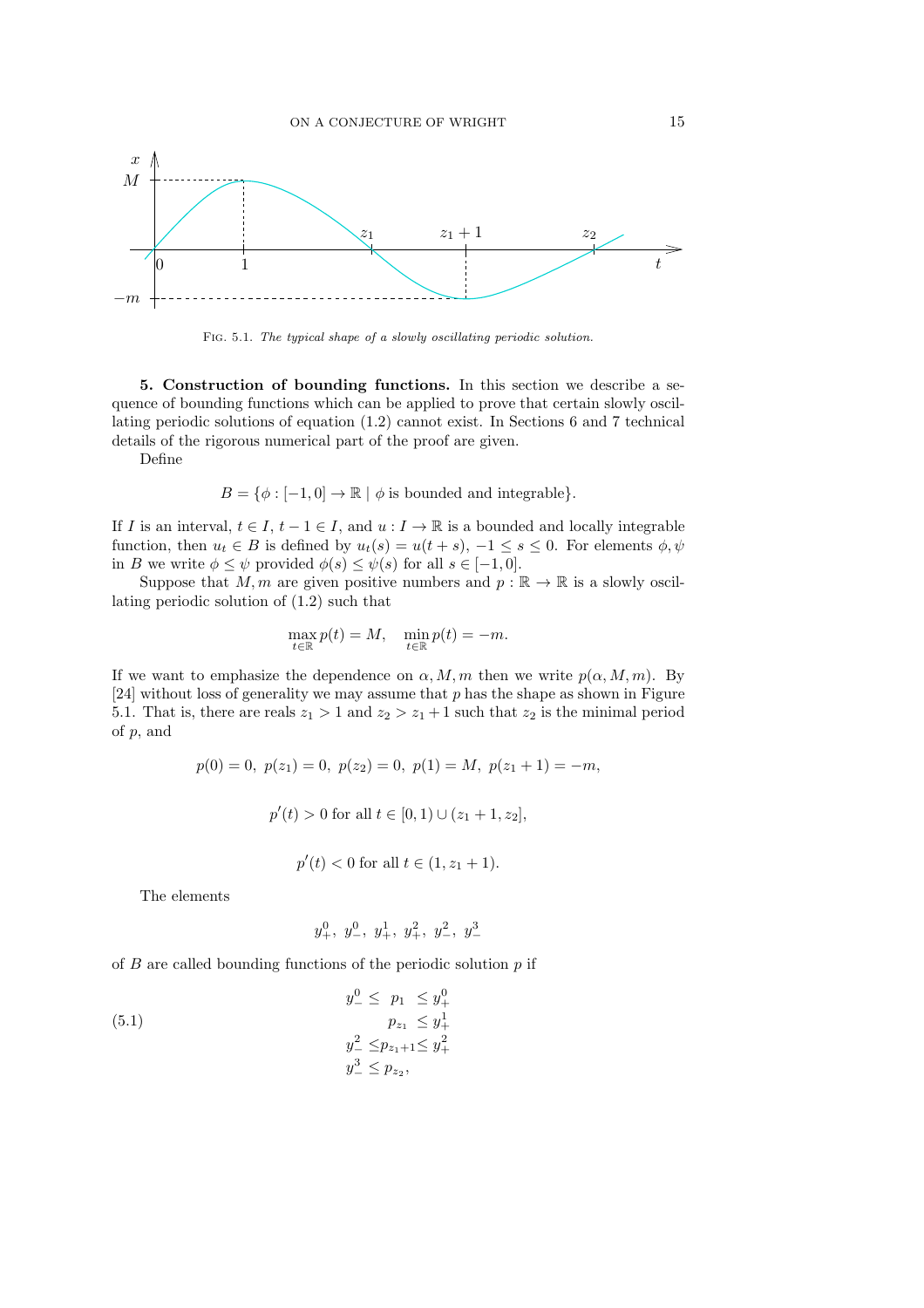FIG. 5.1. *The typical shape of a slowly oscillating periodic solution.*

**5. Construction of bounding functions.** In this section we describe a sequence of bounding functions which can be applied to prove that certain slowly oscillating periodic solutions of equation (1.2) cannot exist. In Sections 6 and 7 technical details of the rigorous numerical part of the proof are given.

Define

$$B = \{\phi : [-1, 0] \to \mathbb{R} \mid \phi \text{ is bounded and integrable}\}.$$

If $I$ is an interval, $t \in I$, $t - 1 \in I$, and $u : I \to \mathbb{R}$ is a bounded and locally integrable function, then $u_t \in B$ is defined by $u_t(s) = u(t + s)$, $-1 \le s \le 0$. For elements $\phi, \psi$ in $B$ we write $\phi \le \psi$ provided $\phi(s) \le \psi(s)$ for all $s \in [-1, 0]$.

Suppose that $M, m$ are given positive numbers and $p : \mathbb{R} \to \mathbb{R}$ is a slowly oscillating periodic solution of (1.2) such that

$$\max_{t\in\mathbb{R}} p(t) = M, \quad \min_{t\in\mathbb{R}} p(t) = -m.$$

If we want to emphasize the dependence on $\alpha, M, m$ then we write $p(\alpha, M, m)$. By [24] without loss of generality we may assume that $p$ has the shape as shown in Figure 5.1. That is, there are reals $z_1 > 1$ and $z_2 > z_1 + 1$ such that $z_2$ is the minimal period of $p$, and

$$p(0) = 0,\ p(z_1) = 0,\ p(z_2) = 0,\ p(1) = M,\ p(z_1 + 1) = -m,$$

$$p'(t) > 0 \text{ for all } t \in [0, 1) \cup (z_1 + 1, z_2],$$

$$p'(t) < 0 \text{ for all } t \in (1, z_1 + 1).$$

The elements

$$y^0_+,\ y^0_-,\ y^1_+,\ y^2_+,\ y^2_-,\ y^3_-$$

of $B$ are called bounding functions of the periodic solution $p$ if

$$\begin{aligned} y^0_- \le\ & p_1 \le y^0_+ \\ & p_{z_1} \le y^1_+ \\ y^2_- \le\ & p_{z_1+1} \le y^2_+ \\ y^3_- \le\ & p_{z_2}, \end{aligned} \tag{5.1}$$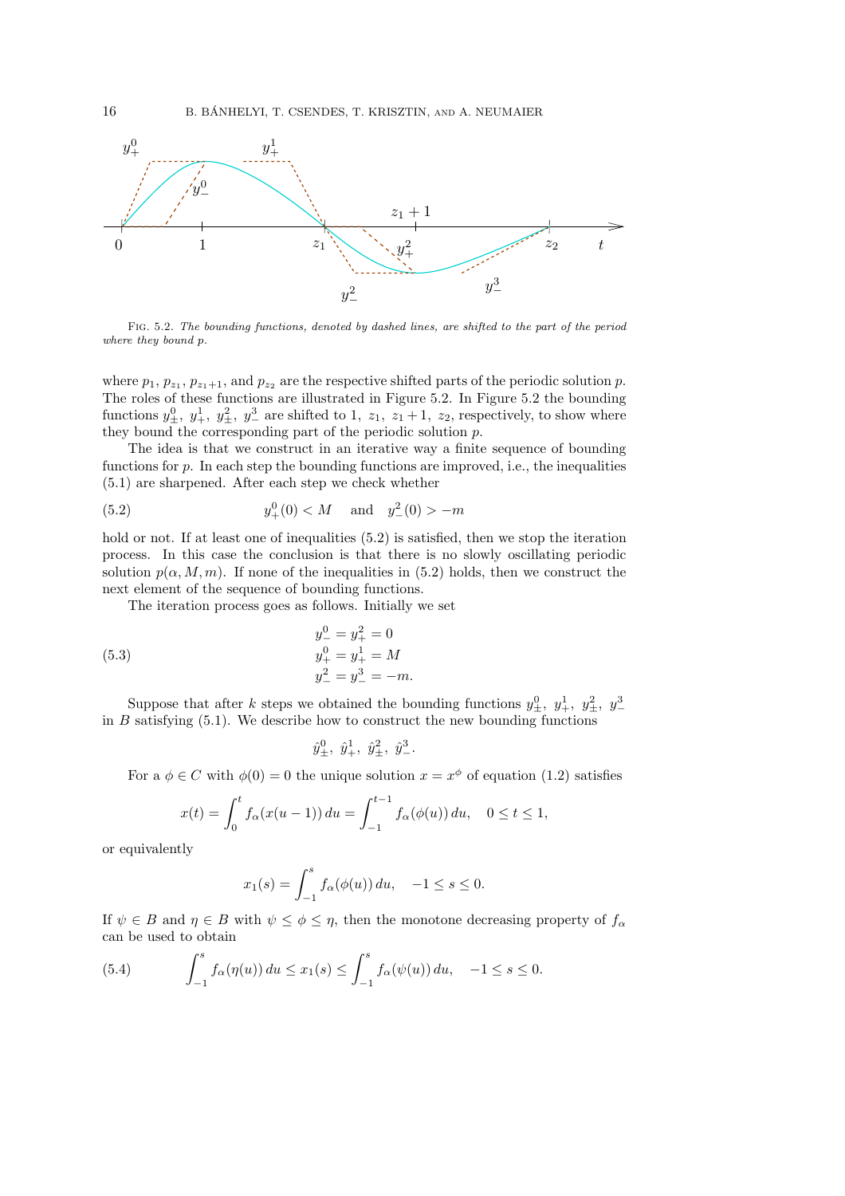Fig. 5.2. *The bounding functions, denoted by dashed lines, are shifted to the part of the period where they bound $p$.*

where $p_1$, $p_{z_1}$, $p_{z_1+1}$, and $p_{z_2}$ are the respective shifted parts of the periodic solution $p$. The roles of these functions are illustrated in Figure 5.2. In Figure 5.2 the bounding functions $y_\pm^0$, $y_+^1$, $y_\pm^2$, $y_-^3$ are shifted to $1$, $z_1$, $z_1+1$, $z_2$, respectively, to show where they bound the corresponding part of the periodic solution $p$.

The idea is that we construct in an iterative way a finite sequence of bounding functions for $p$. In each step the bounding functions are improved, i.e., the inequalities (5.1) are sharpened. After each step we check whether

$$y_+^0(0) < M \quad \text{and} \quad y_-^2(0) > -m \tag{5.2}$$

hold or not. If at least one of inequalities (5.2) is satisfied, then we stop the iteration process. In this case the conclusion is that there is no slowly oscillating periodic solution $p(\alpha, M, m)$. If none of the inequalities in (5.2) holds, then we construct the next element of the sequence of bounding functions.

The iteration process goes as follows. Initially we set

$$\begin{aligned} y_-^0 &= y_+^2 = 0 \\ y_+^0 &= y_+^1 = M \\ y_-^2 &= y_-^3 = -m. \end{aligned} \tag{5.3}$$

Suppose that after $k$ steps we obtained the bounding functions $y_\pm^0$, $y_+^1$, $y_\pm^2$, $y_-^3$ in $B$ satisfying (5.1). We describe how to construct the new bounding functions

$$\hat{y}_\pm^0,\ \hat{y}_+^1,\ \hat{y}_\pm^2,\ \hat{y}_-^3.$$

For a $\phi \in C$ with $\phi(0) = 0$ the unique solution $x = x^\phi$ of equation (1.2) satisfies

$$x(t) = \int_0^t f_\alpha(x(u-1))\,du = \int_{-1}^{t-1} f_\alpha(\phi(u))\,du, \quad 0 \le t \le 1,$$

or equivalently

$$x_1(s) = \int_{-1}^{s} f_\alpha(\phi(u))\,du, \quad -1 \le s \le 0.$$

If $\psi \in B$ and $\eta \in B$ with $\psi \le \phi \le \eta$, then the monotone decreasing property of $f_\alpha$ can be used to obtain

$$\int_{-1}^{s} f_\alpha(\eta(u))\,du \le x_1(s) \le \int_{-1}^{s} f_\alpha(\psi(u))\,du, \quad -1 \le s \le 0. \tag{5.4}$$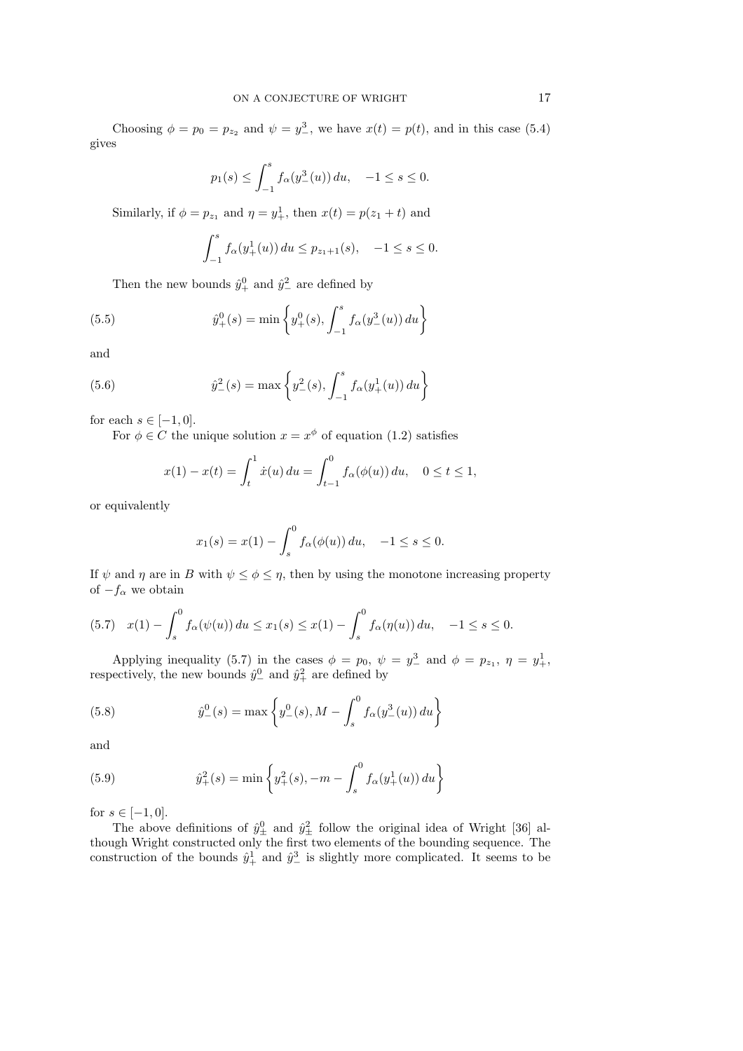Choosing $\phi = p_0 = p_{z_2}$ and $\psi = y^3_-$, we have $x(t) = p(t)$, and in this case (5.4) gives

$$p_1(s) \leq \int_{-1}^{s} f_\alpha(y^3_-(u))\, du, \quad -1 \leq s \leq 0.$$

Similarly, if $\phi = p_{z_1}$ and $\eta = y^1_+$, then $x(t) = p(z_1 + t)$ and

$$\int_{-1}^{s} f_\alpha(y^1_+(u))\, du \leq p_{z_1+1}(s), \quad -1 \leq s \leq 0.$$

Then the new bounds $\hat{y}^0_+$ and $\hat{y}^2_-$ are defined by

$$\hat{y}^0_+(s) = \min\left\{ y^0_+(s), \int_{-1}^{s} f_\alpha(y^3_-(u))\, du \right\} \tag{5.5}$$

and

$$\hat{y}^2_-(s) = \max\left\{ y^2_-(s), \int_{-1}^{s} f_\alpha(y^1_+(u))\, du \right\} \tag{5.6}$$

for each $s \in [-1, 0]$.

For $\phi \in C$ the unique solution $x = x^\phi$ of equation (1.2) satisfies

$$x(1) - x(t) = \int_{t}^{1} \dot{x}(u)\, du = \int_{t-1}^{0} f_\alpha(\phi(u))\, du, \quad 0 \leq t \leq 1,$$

or equivalently

$$x_1(s) = x(1) - \int_{s}^{0} f_\alpha(\phi(u))\, du, \quad -1 \leq s \leq 0.$$

If $\psi$ and $\eta$ are in $B$ with $\psi \leq \phi \leq \eta$, then by using the monotone increasing property of $-f_\alpha$ we obtain

$$x(1) - \int_{s}^{0} f_\alpha(\psi(u))\, du \leq x_1(s) \leq x(1) - \int_{s}^{0} f_\alpha(\eta(u))\, du, \quad -1 \leq s \leq 0. \tag{5.7}$$

Applying inequality (5.7) in the cases $\phi = p_0$, $\psi = y^3_-$ and $\phi = p_{z_1}$, $\eta = y^1_+$, respectively, the new bounds $\hat{y}^0_-$ and $\hat{y}^2_+$ are defined by

$$\hat{y}^0_-(s) = \max\left\{ y^0_-(s), M - \int_{s}^{0} f_\alpha(y^3_-(u))\, du \right\} \tag{5.8}$$

and

$$\hat{y}^2_+(s) = \min\left\{ y^2_+(s), -m - \int_{s}^{0} f_\alpha(y^1_+(u))\, du \right\} \tag{5.9}$$

for $s \in [-1, 0]$.

The above definitions of $\hat{y}^0_\pm$ and $\hat{y}^2_\pm$ follow the original idea of Wright [36] although Wright constructed only the first two elements of the bounding sequence. The construction of the bounds $\hat{y}^1_+$ and $\hat{y}^3_-$ is slightly more complicated. It seems to be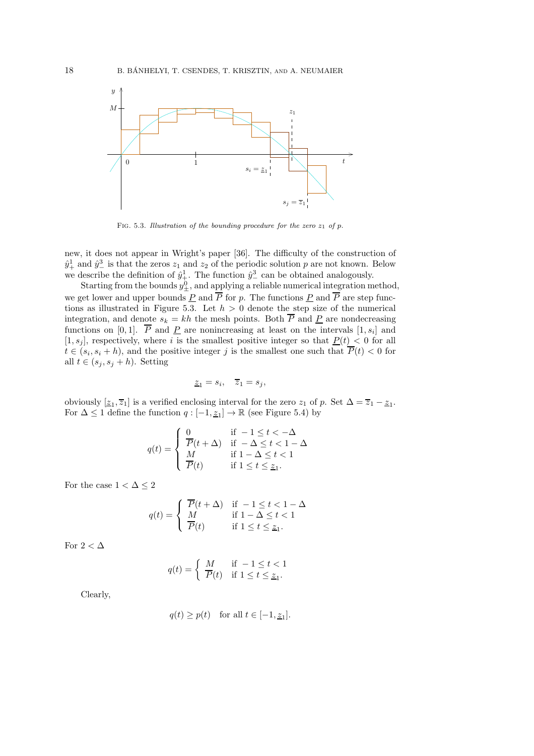FIG. 5.3. *Illustration of the bounding procedure for the zero $z_1$ of $p$.*

new, it does not appear in Wright's paper [36]. The difficulty of the construction of $\hat{y}^1_+$ and $\hat{y}^3_-$ is that the zeros $z_1$ and $z_2$ of the periodic solution $p$ are not known. Below we describe the definition of $\hat{y}^1_+$. The function $\hat{y}^3_-$ can be obtained analogously.

Starting from the bounds $y^0_\pm$, and applying a reliable numerical integration method, we get lower and upper bounds $\underline{P}$ and $\overline{P}$ for $p$. The functions $\underline{P}$ and $\overline{P}$ are step functions as illustrated in Figure 5.3. Let $h > 0$ denote the step size of the numerical integration, and denote $s_k = kh$ the mesh points. Both $\overline{P}$ and $\underline{P}$ are nondecreasing functions on $[0, 1]$. $\overline{P}$ and $\underline{P}$ are nonincreasing at least on the intervals $[1, s_i]$ and $[1, s_j]$, respectively, where $i$ is the smallest positive integer so that $\underline{P}(t) < 0$ for all $t \in (s_i, s_i + h)$, and the positive integer $j$ is the smallest one such that $\overline{P}(t) < 0$ for all $t \in (s_j, s_j + h)$. Setting

$$\underline{z}_1 = s_i, \quad \overline{z}_1 = s_j,$$

obviously $[\underline{z}_1, \overline{z}_1]$ is a verified enclosing interval for the zero $z_1$ of $p$. Set $\Delta = \overline{z}_1 - \underline{z}_1$. For $\Delta \leq 1$ define the function $q : [-1, \underline{z}_1] \to \mathbb{R}$ (see Figure 5.4) by

$$q(t) = \begin{cases} 0 & \text{if } -1 \leq t < -\Delta \\ \overline{P}(t + \Delta) & \text{if } -\Delta \leq t < 1 - \Delta \\ M & \text{if } 1 - \Delta \leq t < 1 \\ \overline{P}(t) & \text{if } 1 \leq t \leq \underline{z}_1. \end{cases}$$

For the case $1 < \Delta \leq 2$

$$q(t) = \begin{cases} \overline{P}(t + \Delta) & \text{if } -1 \leq t < 1 - \Delta \\ M & \text{if } 1 - \Delta \leq t < 1 \\ \overline{P}(t) & \text{if } 1 \leq t \leq \underline{z}_1. \end{cases}$$

For $2 < \Delta$

$$q(t) = \begin{cases} M & \text{if } -1 \leq t < 1 \\ \overline{P}(t) & \text{if } 1 \leq t \leq \underline{z}_1. \end{cases}$$

Clearly,

$$q(t) \geq p(t) \quad \text{for all } t \in [-1, \underline{z}_1].$$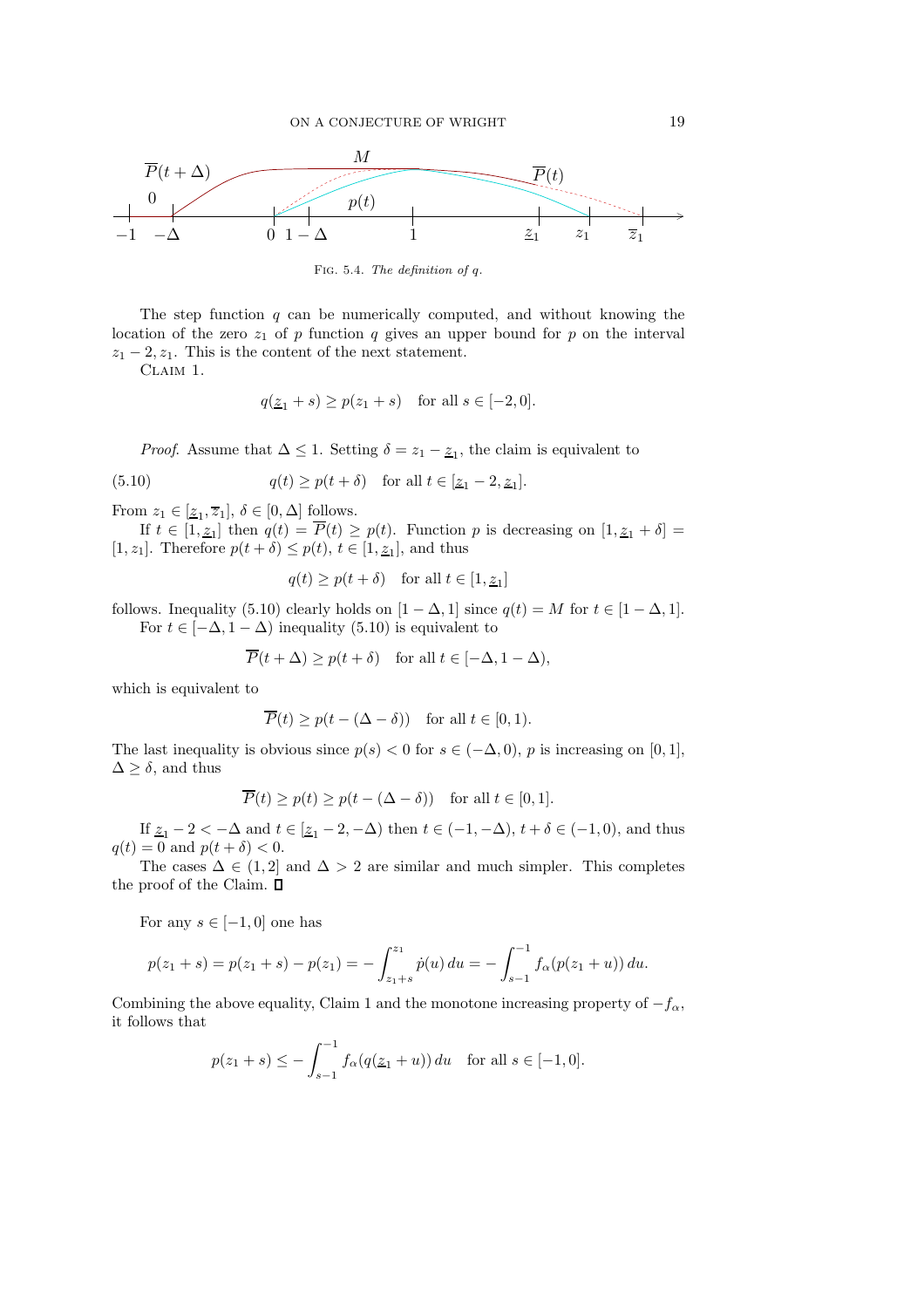FIG. 5.4. *The definition of q.*

The step function $q$ can be numerically computed, and without knowing the location of the zero $z_1$ of $p$ function $q$ gives an upper bound for $p$ on the interval $z_1 - 2, z_1$. This is the content of the next statement.

CLAIM 1.

$$q(\underline{z}_1 + s) \geq p(z_1 + s) \quad \text{for all } s \in [-2, 0].$$

*Proof.* Assume that $\Delta \leq 1$. Setting $\delta = z_1 - \underline{z}_1$, the claim is equivalent to

$$q(t) \geq p(t + \delta) \quad \text{for all } t \in [\underline{z}_1 - 2, \underline{z}_1]. \tag{5.10}$$

From $z_1 \in [\underline{z}_1, \overline{z}_1]$, $\delta \in [0, \Delta]$ follows.

If $t \in [1, \underline{z}_1]$ then $q(t) = \overline{P}(t) \geq p(t)$. Function $p$ is decreasing on $[1, \underline{z}_1 + \delta] = [1, z_1]$. Therefore $p(t + \delta) \leq p(t)$, $t \in [1, \underline{z}_1]$, and thus

$$q(t) \geq p(t + \delta) \quad \text{for all } t \in [1, \underline{z}_1]$$

follows. Inequality (5.10) clearly holds on $[1 - \Delta, 1]$ since $q(t) = M$ for $t \in [1 - \Delta, 1]$.

For $t \in [-\Delta, 1 - \Delta)$ inequality (5.10) is equivalent to

$$\overline{P}(t + \Delta) \geq p(t + \delta) \quad \text{for all } t \in [-\Delta, 1 - \Delta),$$

which is equivalent to

$$\overline{P}(t) \geq p(t - (\Delta - \delta)) \quad \text{for all } t \in [0, 1).$$

The last inequality is obvious since $p(s) < 0$ for $s \in (-\Delta, 0)$, $p$ is increasing on $[0, 1]$, $\Delta \geq \delta$, and thus

$$\overline{P}(t) \geq p(t) \geq p(t - (\Delta - \delta)) \quad \text{for all } t \in [0, 1].$$

If $\underline{z}_1 - 2 < -\Delta$ and $t \in [\underline{z}_1 - 2, -\Delta)$ then $t \in (-1, -\Delta)$, $t + \delta \in (-1, 0)$, and thus $q(t) = 0$ and $p(t + \delta) < 0$.

The cases $\Delta \in (1, 2]$ and $\Delta > 2$ are similar and much simpler. This completes the proof of the Claim. $\square$

For any $s \in [-1, 0]$ one has

$$p(z_1 + s) = p(z_1 + s) - p(z_1) = -\int_{z_1+s}^{z_1} \dot{p}(u)\, du = -\int_{s-1}^{-1} f_\alpha(p(z_1 + u))\, du.$$

Combining the above equality, Claim 1 and the monotone increasing property of $-f_\alpha$, it follows that

$$p(z_1 + s) \leq -\int_{s-1}^{-1} f_\alpha(q(\underline{z}_1 + u))\, du \quad \text{for all } s \in [-1, 0].$$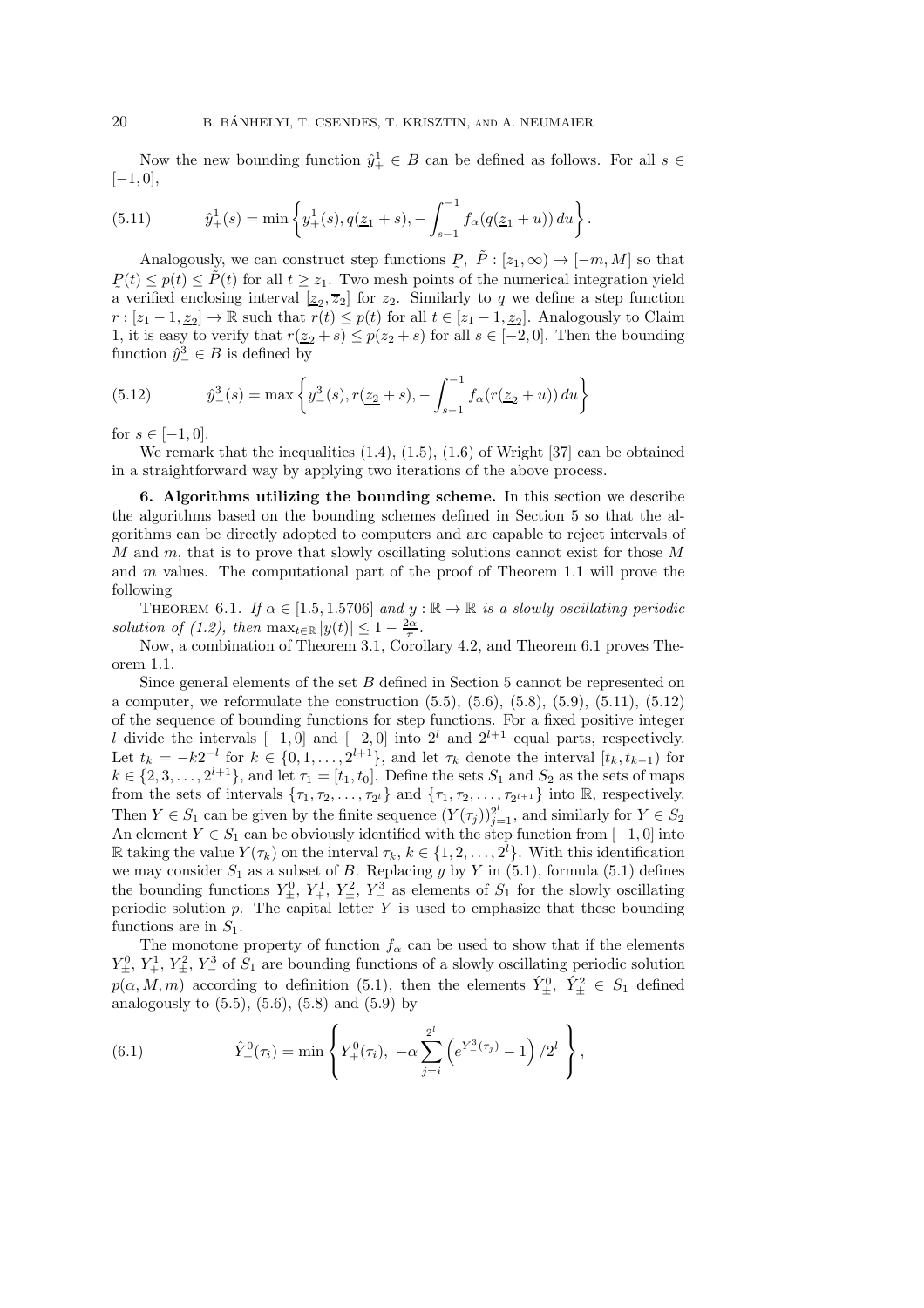Now the new bounding function $\hat{y}_+^1 \in B$ can be defined as follows. For all $s \in [-1, 0]$,

$$\hat{y}_+^1(s) = \min\left\{ y_+^1(s), q(\underline{z}_1 + s), -\int_{s-1}^{-1} f_\alpha(q(\underline{z}_1 + u))\,du \right\}. \tag{5.11}$$

Analogously, we can construct step functions $\underset{\sim}{P},\ \tilde{P} : [z_1, \infty) \to [-m, M]$ so that $\underset{\sim}{P}(t) \le p(t) \le \tilde{P}(t)$ for all $t \ge z_1$. Two mesh points of the numerical integration yield a verified enclosing interval $[\underline{z}_2, \overline{z}_2]$ for $z_2$. Similarly to $q$ we define a step function $r : [z_1 - 1, \underline{z}_2] \to \mathbb{R}$ such that $r(t) \le p(t)$ for all $t \in [z_1 - 1, \underline{z}_2]$. Analogously to Claim 1, it is easy to verify that $r(\underline{z}_2 + s) \le p(z_2 + s)$ for all $s \in [-2, 0]$. Then the bounding function $\hat{y}_-^3 \in B$ is defined by

$$\hat{y}_-^3(s) = \max\left\{ y_-^3(s), r(\underline{z}_2 + s), -\int_{s-1}^{-1} f_\alpha(r(\underline{z}_2 + u))\,du \right\} \tag{5.12}$$

for $s \in [-1, 0]$.

We remark that the inequalities (1.4), (1.5), (1.6) of Wright [37] can be obtained in a straightforward way by applying two iterations of the above process.

**6. Algorithms utilizing the bounding scheme.** In this section we describe the algorithms based on the bounding schemes defined in Section 5 so that the algorithms can be directly adopted to computers and are capable to reject intervals of $M$ and $m$, that is to prove that slowly oscillating solutions cannot exist for those $M$ and $m$ values. The computational part of the proof of Theorem 1.1 will prove the following

THEOREM 6.1. *If $\alpha \in [1.5, 1.5706]$ and $y : \mathbb{R} \to \mathbb{R}$ is a slowly oscillating periodic solution of (1.2), then $\max_{t\in\mathbb{R}} |y(t)| \le 1 - \frac{2\alpha}{\pi}$.*

Now, a combination of Theorem 3.1, Corollary 4.2, and Theorem 6.1 proves Theorem 1.1.

Since general elements of the set $B$ defined in Section 5 cannot be represented on a computer, we reformulate the construction (5.5), (5.6), (5.8), (5.9), (5.11), (5.12) of the sequence of bounding functions for step functions. For a fixed positive integer $l$ divide the intervals $[-1, 0]$ and $[-2, 0]$ into $2^l$ and $2^{l+1}$ equal parts, respectively. Let $t_k = -k2^{-l}$ for $k \in \{0, 1, \ldots, 2^{l+1}\}$, and let $\tau_k$ denote the interval $[t_k, t_{k-1})$ for $k \in \{2, 3, \ldots, 2^{l+1}\}$, and let $\tau_1 = [t_1, t_0]$. Define the sets $S_1$ and $S_2$ as the sets of maps from the sets of intervals $\{\tau_1, \tau_2, \ldots, \tau_{2^l}\}$ and $\{\tau_1, \tau_2, \ldots, \tau_{2^{l+1}}\}$ into $\mathbb{R}$, respectively. Then $Y \in S_1$ can be given by the finite sequence $(Y(\tau_j))_{j=1}^{2^l}$, and similarly for $Y \in S_2$. An element $Y \in S_1$ can be obviously identified with the step function from $[-1, 0]$ into $\mathbb{R}$ taking the value $Y(\tau_k)$ on the interval $\tau_k$, $k \in \{1, 2, \ldots, 2^l\}$. With this identification we may consider $S_1$ as a subset of $B$. Replacing $y$ by $Y$ in (5.1), formula (5.1) defines the bounding functions $Y_\pm^0$, $Y_+^1$, $Y_\pm^2$, $Y_-^3$ as elements of $S_1$ for the slowly oscillating periodic solution $p$. The capital letter $Y$ is used to emphasize that these bounding functions are in $S_1$.

The monotone property of function $f_\alpha$ can be used to show that if the elements $Y_\pm^0$, $Y_+^1$, $Y_\pm^2$, $Y_-^3$ of $S_1$ are bounding functions of a slowly oscillating periodic solution $p(\alpha, M, m)$ according to definition (5.1), then the elements $\hat{Y}_\pm^0$, $\hat{Y}_\pm^2 \in S_1$ defined analogously to (5.5), (5.6), (5.8) and (5.9) by

$$\hat{Y}_+^0(\tau_i) = \min\left\{ Y_+^0(\tau_i),\ -\alpha \sum_{j=i}^{2^l} \left(e^{Y_-^3(\tau_j)} - 1\right)/2^l \right\}, \tag{6.1}$$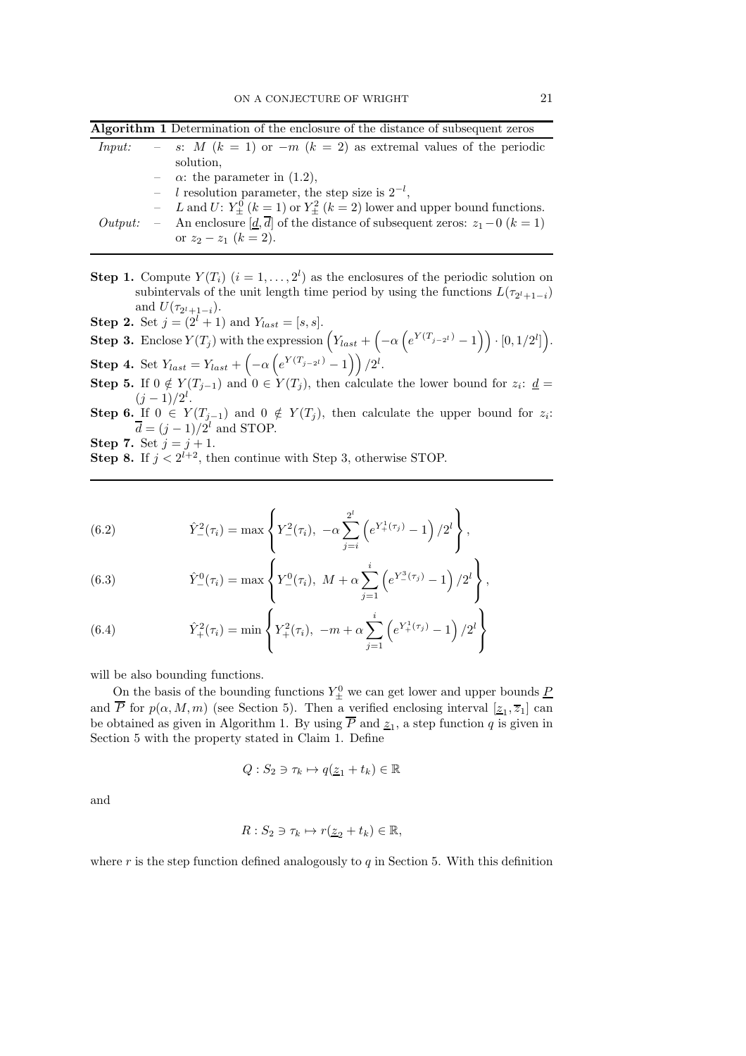**Algorithm 1** Determination of the enclosure of the distance of subsequent zeros

*Input:*
- $s$: $M$ ($k = 1$) or $-m$ ($k = 2$) as extremal values of the periodic solution,
- $\alpha$: the parameter in (1.2),
- $l$ resolution parameter, the step size is $2^{-l}$,
- $L$ and $U$: $Y^0_\pm$ ($k = 1$) or $Y^2_\pm$ ($k = 2$) lower and upper bound functions.

*Output:*
- An enclosure $[\underline{d}, \overline{d}]$ of the distance of subsequent zeros: $z_1 - 0$ ($k = 1$) or $z_2 - z_1$ ($k = 2$).

**Step 1.** Compute $Y(T_i)$ $(i = 1, \ldots, 2^l)$ as the enclosures of the periodic solution on subintervals of the unit length time period by using the functions $L(\tau_{2^l+1-i})$ and $U(\tau_{2^l+1-i})$.

**Step 2.** Set $j = (2^l + 1)$ and $Y_{last} = [s, s]$.

**Step 3.** Enclose $Y(T_j)$ with the expression $\left(Y_{last} + \left(-\alpha\left(e^{Y(T_{j-2^l})} - 1\right)\right) \cdot [0, 1/2^l]\right)$.

**Step 4.** Set $Y_{last} = Y_{last} + \left(-\alpha\left(e^{Y(T_{j-2^l})} - 1\right)\right)/2^l$.

**Step 5.** If $0 \notin Y(T_{j-1})$ and $0 \in Y(T_j)$, then calculate the lower bound for $z_i$: $\underline{d} = (j-1)/2^l$.

**Step 6.** If $0 \in Y(T_{j-1})$ and $0 \notin Y(T_j)$, then calculate the upper bound for $z_i$: $\overline{d} = (j-1)/2^l$ and STOP.

**Step 7.** Set $j = j + 1$.

**Step 8.** If $j < 2^{l+2}$, then continue with Step 3, otherwise STOP.

$$\hat{Y}^2_-(\tau_i) = \max\left\{Y^2_-(\tau_i),\ -\alpha\sum_{j=i}^{2^l}\left(e^{Y^1_+(\tau_j)} - 1\right)/2^l\right\}, \tag{6.2}$$

$$\hat{Y}^0_-(\tau_i) = \max\left\{Y^0_-(\tau_i),\ M + \alpha\sum_{j=1}^{i}\left(e^{Y^3_-(\tau_j)} - 1\right)/2^l\right\}, \tag{6.3}$$

$$\hat{Y}^2_+(\tau_i) = \min\left\{Y^2_+(\tau_i),\ -m + \alpha\sum_{j=1}^{i}\left(e^{Y^1_+(\tau_j)} - 1\right)/2^l\right\} \tag{6.4}$$

will be also bounding functions.

On the basis of the bounding functions $Y^0_\pm$ we can get lower and upper bounds $\underline{P}$ and $\overline{P}$ for $p(\alpha, M, m)$ (see Section 5). Then a verified enclosing interval $[\underline{z}_1, \overline{z}_1]$ can be obtained as given in Algorithm 1. By using $\overline{P}$ and $\underline{z}_1$, a step function $q$ is given in Section 5 with the property stated in Claim 1. Define

$$Q : S_2 \ni \tau_k \mapsto q(\underline{z}_1 + t_k) \in \mathbb{R}$$

and

$$R : S_2 \ni \tau_k \mapsto r(\underline{z}_2 + t_k) \in \mathbb{R},$$

where $r$ is the step function defined analogously to $q$ in Section 5. With this definition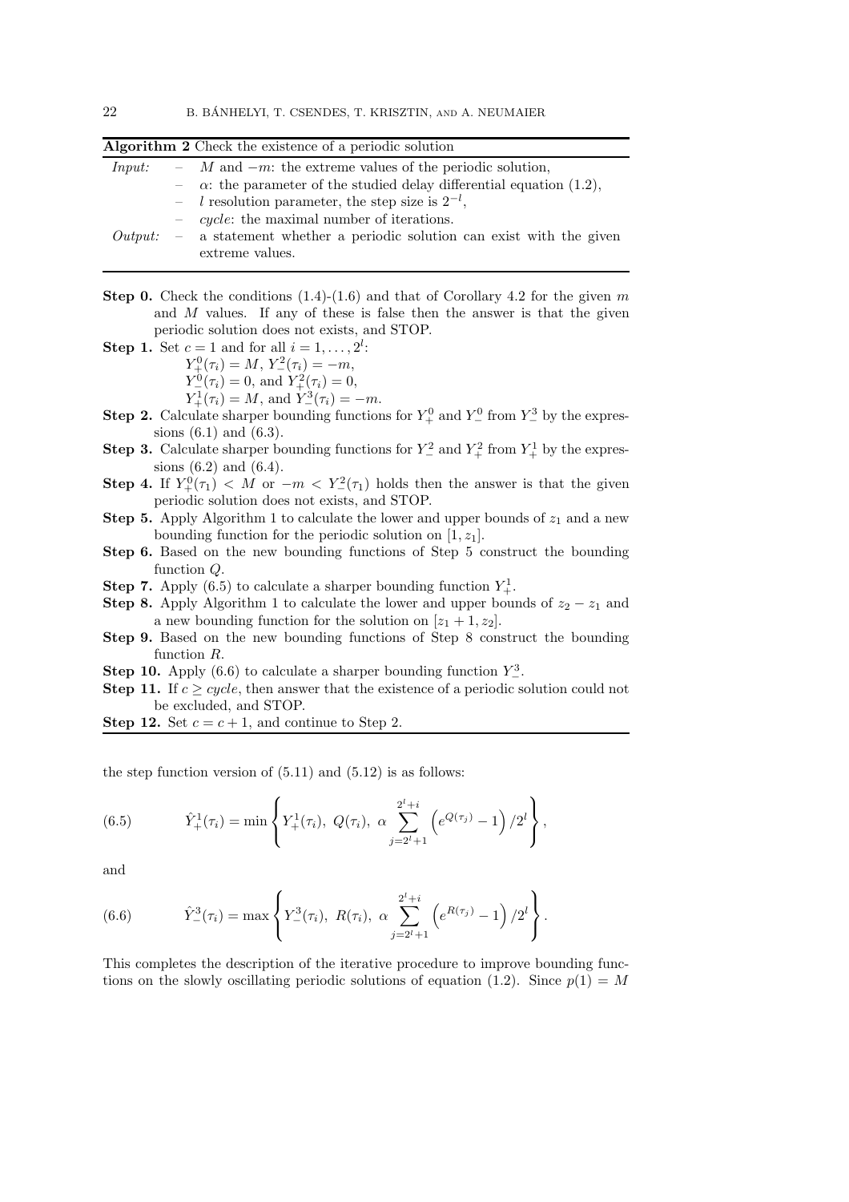**Algorithm 2** Check the existence of a periodic solution

*Input:*
- $M$ and $-m$: the extreme values of the periodic solution,
- $\alpha$: the parameter of the studied delay differential equation (1.2),
- $l$ resolution parameter, the step size is $2^{-l}$,
- *cycle*: the maximal number of iterations.

*Output:*
- a statement whether a periodic solution can exist with the given extreme values.

**Step 0.** Check the conditions (1.4)-(1.6) and that of Corollary 4.2 for the given $m$ and $M$ values. If any of these is false then the answer is that the given periodic solution does not exists, and STOP.

**Step 1.** Set $c = 1$ and for all $i = 1, \ldots, 2^l$:
$Y_+^0(\tau_i) = M$, $Y_-^2(\tau_i) = -m$,
$Y_-^0(\tau_i) = 0$, and $Y_+^2(\tau_i) = 0$,
$Y_+^1(\tau_i) = M$, and $Y_-^3(\tau_i) = -m$.

**Step 2.** Calculate sharper bounding functions for $Y_+^0$ and $Y_-^0$ from $Y_-^3$ by the expressions (6.1) and (6.3).

**Step 3.** Calculate sharper bounding functions for $Y_-^2$ and $Y_+^2$ from $Y_+^1$ by the expressions (6.2) and (6.4).

**Step 4.** If $Y_+^0(\tau_1) < M$ or $-m < Y_-^2(\tau_1)$ holds then the answer is that the given periodic solution does not exists, and STOP.

**Step 5.** Apply Algorithm 1 to calculate the lower and upper bounds of $z_1$ and a new bounding function for the periodic solution on $[1, z_1]$.

**Step 6.** Based on the new bounding functions of Step 5 construct the bounding function $Q$.

**Step 7.** Apply (6.5) to calculate a sharper bounding function $Y_+^1$.

**Step 8.** Apply Algorithm 1 to calculate the lower and upper bounds of $z_2 - z_1$ and a new bounding function for the solution on $[z_1 + 1, z_2]$.

**Step 9.** Based on the new bounding functions of Step 8 construct the bounding function $R$.

**Step 10.** Apply (6.6) to calculate a sharper bounding function $Y_-^3$.

**Step 11.** If $c \geq cycle$, then answer that the existence of a periodic solution could not be excluded, and STOP.

**Step 12.** Set $c = c + 1$, and continue to Step 2.

the step function version of (5.11) and (5.12) is as follows:

$$\hat{Y}_+^1(\tau_i) = \min \left\{ Y_+^1(\tau_i),\ Q(\tau_i),\ \alpha \sum_{j=2^l+1}^{2^l+i} \left( e^{Q(\tau_j)} - 1 \right) / 2^l \right\}, \tag{6.5}$$

and

$$\hat{Y}_-^3(\tau_i) = \max \left\{ Y_-^3(\tau_i),\ R(\tau_i),\ \alpha \sum_{j=2^l+1}^{2^l+i} \left( e^{R(\tau_j)} - 1 \right) / 2^l \right\}. \tag{6.6}$$

This completes the description of the iterative procedure to improve bounding functions on the slowly oscillating periodic solutions of equation (1.2). Since $p(1) = M$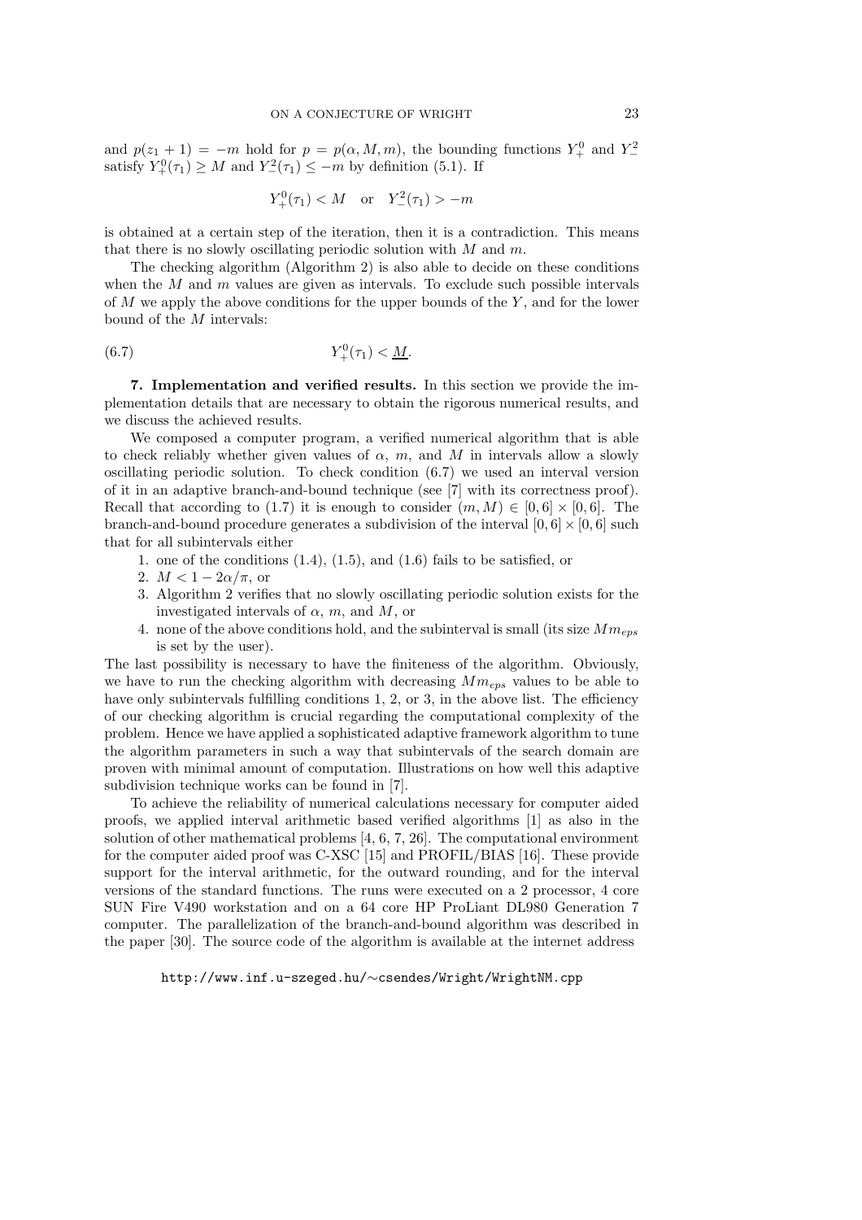and $p(z_1 + 1) = -m$ hold for $p = p(\alpha, M, m)$, the bounding functions $Y_+^0$ and $Y_-^2$ satisfy $Y_+^0(\tau_1) \geq M$ and $Y_-^2(\tau_1) \leq -m$ by definition (5.1). If

$$Y_+^0(\tau_1) < M \quad \text{or} \quad Y_-^2(\tau_1) > -m$$

is obtained at a certain step of the iteration, then it is a contradiction. This means that there is no slowly oscillating periodic solution with $M$ and $m$.

The checking algorithm (Algorithm 2) is also able to decide on these conditions when the $M$ and $m$ values are given as intervals. To exclude such possible intervals of $M$ we apply the above conditions for the upper bounds of the $Y$, and for the lower bound of the $M$ intervals:

$$Y_+^0(\tau_1) < \underline{M}. \tag{6.7}$$

**7. Implementation and verified results.** In this section we provide the implementation details that are necessary to obtain the rigorous numerical results, and we discuss the achieved results.

We composed a computer program, a verified numerical algorithm that is able to check reliably whether given values of $\alpha$, $m$, and $M$ in intervals allow a slowly oscillating periodic solution. To check condition (6.7) we used an interval version of it in an adaptive branch-and-bound technique (see [7] with its correctness proof). Recall that according to (1.7) it is enough to consider $(m, M) \in [0, 6] \times [0, 6]$. The branch-and-bound procedure generates a subdivision of the interval $[0, 6] \times [0, 6]$ such that for all subintervals either

1. one of the conditions (1.4), (1.5), and (1.6) fails to be satisfied, or
2. $M < 1 - 2\alpha/\pi$, or
3. Algorithm 2 verifies that no slowly oscillating periodic solution exists for the investigated intervals of $\alpha$, $m$, and $M$, or
4. none of the above conditions hold, and the subinterval is small (its size $Mm_{eps}$ is set by the user).

The last possibility is necessary to have the finiteness of the algorithm. Obviously, we have to run the checking algorithm with decreasing $Mm_{eps}$ values to be able to have only subintervals fulfilling conditions 1, 2, or 3, in the above list. The efficiency of our checking algorithm is crucial regarding the computational complexity of the problem. Hence we have applied a sophisticated adaptive framework algorithm to tune the algorithm parameters in such a way that subintervals of the search domain are proven with minimal amount of computation. Illustrations on how well this adaptive subdivision technique works can be found in [7].

To achieve the reliability of numerical calculations necessary for computer aided proofs, we applied interval arithmetic based verified algorithms [1] as also in the solution of other mathematical problems [4, 6, 7, 26]. The computational environment for the computer aided proof was C-XSC [15] and PROFIL/BIAS [16]. These provide support for the interval arithmetic, for the outward rounding, and for the interval versions of the standard functions. The runs were executed on a 2 processor, 4 core SUN Fire V490 workstation and on a 64 core HP ProLiant DL980 Generation 7 computer. The parallelization of the branch-and-bound algorithm was described in the paper [30]. The source code of the algorithm is available at the internet address

http://www.inf.u-szeged.hu/∼csendes/Wright/WrightNM.cpp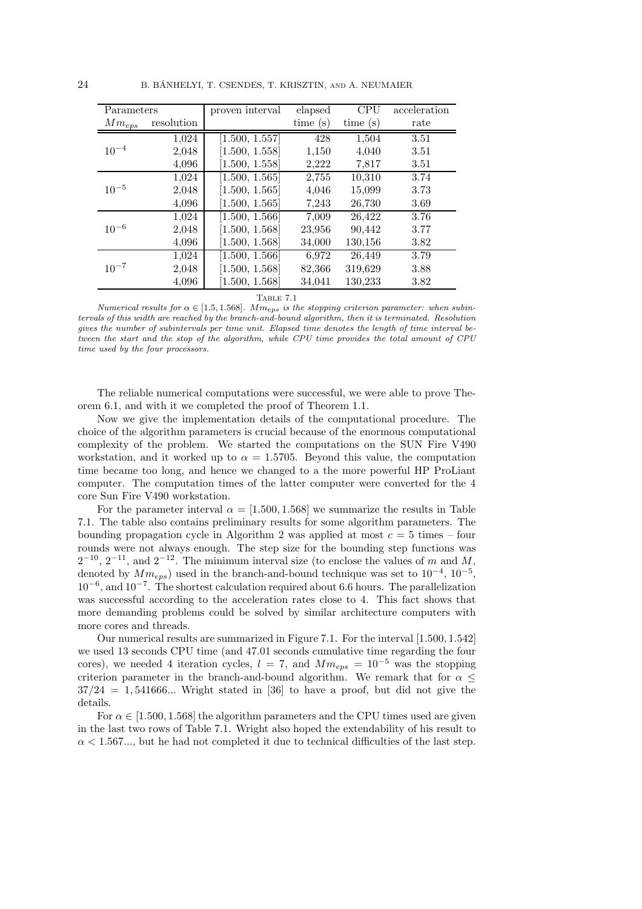| Parameters | | proven interval | elapsed | CPU | acceleration |
|---|---|---|---|---|---|
| $Mm_{eps}$ | resolution | | time (s) | time (s) | rate |
| $10^{-4}$ | 1,024 | [1.500, 1.557] | 428 | 1,504 | 3.51 |
| | 2,048 | [1.500, 1.558] | 1,150 | 4,040 | 3.51 |
| | 4,096 | [1.500, 1.558] | 2,222 | 7,817 | 3.51 |
| $10^{-5}$ | 1,024 | [1.500, 1.565] | 2,755 | 10,310 | 3.74 |
| | 2,048 | [1.500, 1.565] | 4,046 | 15,099 | 3.73 |
| | 4,096 | [1.500, 1.565] | 7,243 | 26,730 | 3.69 |
| $10^{-6}$ | 1,024 | [1.500, 1.566] | 7,009 | 26,422 | 3.76 |
| | 2,048 | [1.500, 1.568] | 23,956 | 90,442 | 3.77 |
| | 4,096 | [1.500, 1.568] | 34,000 | 130,156 | 3.82 |
| $10^{-7}$ | 1,024 | [1.500, 1.566] | 6,972 | 26,449 | 3.79 |
| | 2,048 | [1.500, 1.568] | 82,366 | 319,629 | 3.88 |
| | 4,096 | [1.500, 1.568] | 34,041 | 130,233 | 3.82 |

Table 7.1

*Numerical results for $\alpha \in [1.5, 1.568]$. $Mm_{eps}$ is the stopping criterion parameter: when subintervals of this width are reached by the branch-and-bound algorithm, then it is terminated. Resolution gives the number of subintervals per time unit. Elapsed time denotes the length of time interval between the start and the stop of the algorithm, while CPU time provides the total amount of CPU time used by the four processors.*

The reliable numerical computations were successful, we were able to prove Theorem 6.1, and with it we completed the proof of Theorem 1.1.

Now we give the implementation details of the computational procedure. The choice of the algorithm parameters is crucial because of the enormous computational complexity of the problem. We started the computations on the SUN Fire V490 workstation, and it worked up to $\alpha = 1.5705$. Beyond this value, the computation time became too long, and hence we changed to a the more powerful HP ProLiant computer. The computation times of the latter computer were converted for the 4 core Sun Fire V490 workstation.

For the parameter interval $\alpha = [1.500, 1.568]$ we summarize the results in Table 7.1. The table also contains preliminary results for some algorithm parameters. The bounding propagation cycle in Algorithm 2 was applied at most $c = 5$ times – four rounds were not always enough. The step size for the bounding step functions was $2^{-10}$, $2^{-11}$, and $2^{-12}$. The minimum interval size (to enclose the values of $m$ and $M$, denoted by $Mm_{eps}$) used in the branch-and-bound technique was set to $10^{-4}$, $10^{-5}$, $10^{-6}$, and $10^{-7}$. The shortest calculation required about 6.6 hours. The parallelization was successful according to the acceleration rates close to 4. This fact shows that more demanding problems could be solved by similar architecture computers with more cores and threads.

Our numerical results are summarized in Figure 7.1. For the interval $[1.500, 1.542]$ we used 13 seconds CPU time (and 47.01 seconds cumulative time regarding the four cores), we needed 4 iteration cycles, $l = 7$, and $Mm_{eps} = 10^{-5}$ was the stopping criterion parameter in the branch-and-bound algorithm. We remark that for $\alpha \leq 37/24 = 1,541666...$ Wright stated in [36] to have a proof, but did not give the details.

For $\alpha \in [1.500, 1.568]$ the algorithm parameters and the CPU times used are given in the last two rows of Table 7.1. Wright also hoped the extendability of his result to $\alpha < 1.567...$, but he had not completed it due to technical difficulties of the last step.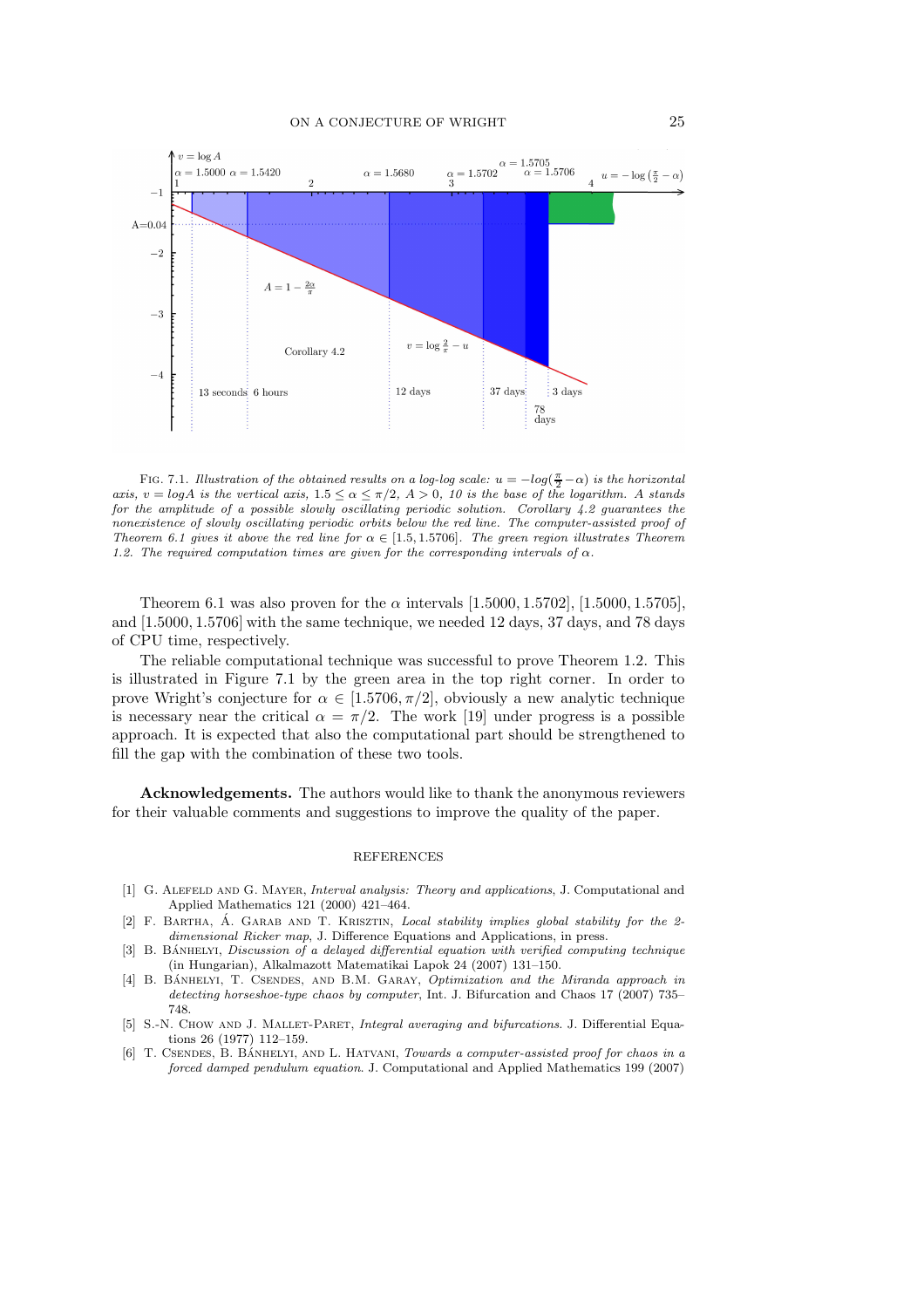Fig. 7.1. *Illustration of the obtained results on a log-log scale: $u = -log(\frac{\pi}{2} - \alpha)$ is the horizontal axis, $v = log A$ is the vertical axis, $1.5 \leq \alpha \leq \pi/2$, $A > 0$, 10 is the base of the logarithm. A stands for the amplitude of a possible slowly oscillating periodic solution. Corollary 4.2 guarantees the nonexistence of slowly oscillating periodic orbits below the red line. The computer-assisted proof of Theorem 6.1 gives it above the red line for $\alpha \in [1.5, 1.5706]$. The green region illustrates Theorem 1.2. The required computation times are given for the corresponding intervals of $\alpha$.*

Theorem 6.1 was also proven for the $\alpha$ intervals $[1.5000, 1.5702]$, $[1.5000, 1.5705]$, and $[1.5000, 1.5706]$ with the same technique, we needed 12 days, 37 days, and 78 days of CPU time, respectively.

The reliable computational technique was successful to prove Theorem 1.2. This is illustrated in Figure 7.1 by the green area in the top right corner. In order to prove Wright's conjecture for $\alpha \in [1.5706, \pi/2]$, obviously a new analytic technique is necessary near the critical $\alpha = \pi/2$. The work [19] under progress is a possible approach. It is expected that also the computational part should be strengthened to fill the gap with the combination of these two tools.

**Acknowledgements.** The authors would like to thank the anonymous reviewers for their valuable comments and suggestions to improve the quality of the paper.

## REFERENCES

[1] G. Alefeld and G. Mayer, *Interval analysis: Theory and applications*, J. Computational and Applied Mathematics 121 (2000) 421–464.

[2] F. Bartha, Á. Garab and T. Krisztin, *Local stability implies global stability for the 2-dimensional Ricker map*, J. Difference Equations and Applications, in press.

[3] B. Bánhelyi, *Discussion of a delayed differential equation with verified computing technique* (in Hungarian), Alkalmazott Matematikai Lapok 24 (2007) 131–150.

[4] B. Bánhelyi, T. Csendes, and B.M. Garay, *Optimization and the Miranda approach in detecting horseshoe-type chaos by computer*, Int. J. Bifurcation and Chaos 17 (2007) 735–748.

[5] S.-N. Chow and J. Mallet-Paret, *Integral averaging and bifurcations*. J. Differential Equations 26 (1977) 112–159.

[6] T. Csendes, B. Bánhelyi, and L. Hatvani, *Towards a computer-assisted proof for chaos in a forced damped pendulum equation*. J. Computational and Applied Mathematics 199 (2007)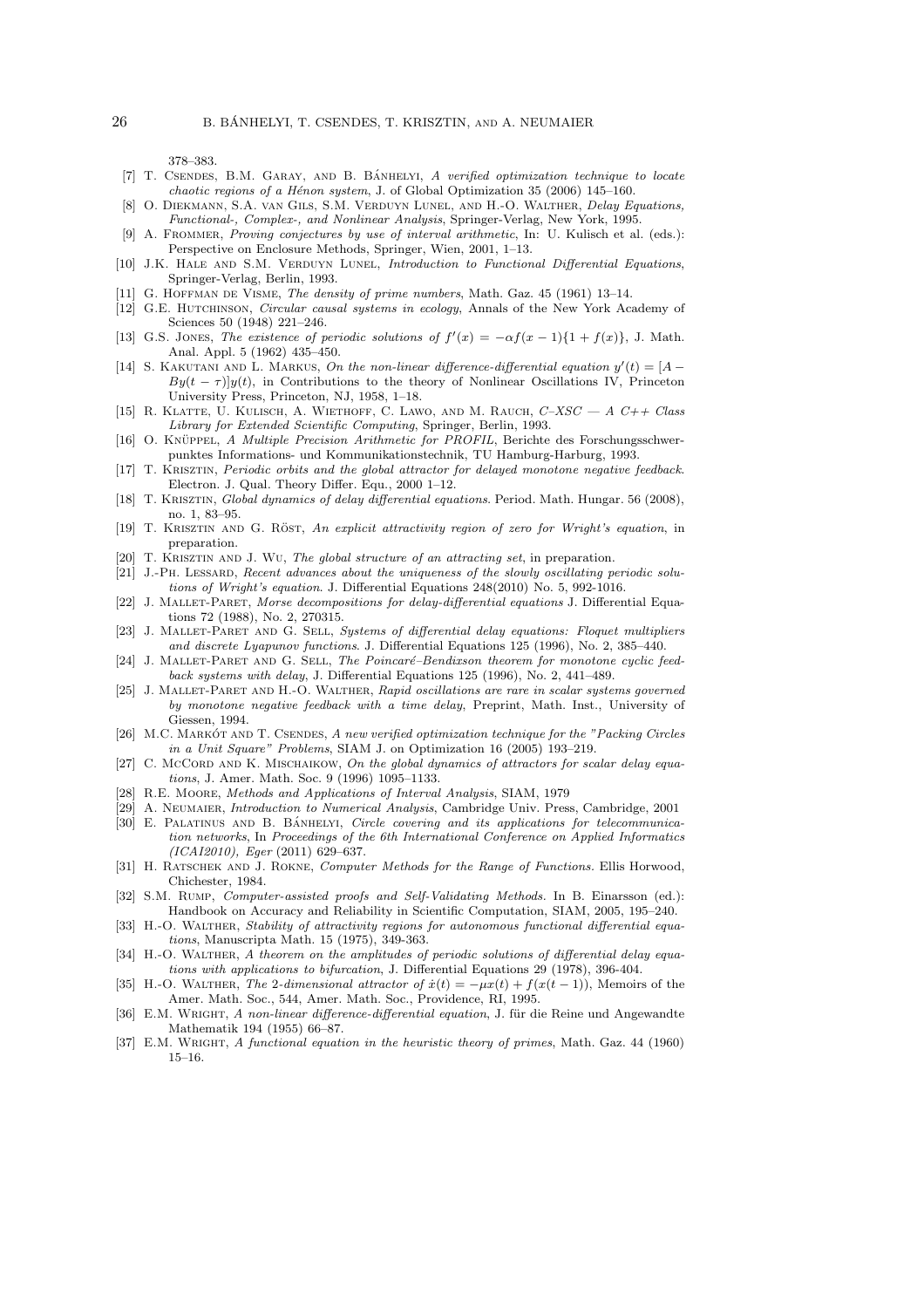378–383.

- [7] T. Csendes, B.M. Garay, and B. Bánhelyi, *A verified optimization technique to locate chaotic regions of a Hénon system*, J. of Global Optimization 35 (2006) 145–160.
- [8] O. Diekmann, S.A. van Gils, S.M. Verduyn Lunel, and H.-O. Walther, *Delay Equations, Functional-, Complex-, and Nonlinear Analysis*, Springer-Verlag, New York, 1995.
- [9] A. Frommer, *Proving conjectures by use of interval arithmetic*, In: U. Kulisch et al. (eds.): Perspective on Enclosure Methods, Springer, Wien, 2001, 1–13.
- [10] J.K. Hale and S.M. Verduyn Lunel, *Introduction to Functional Differential Equations*, Springer-Verlag, Berlin, 1993.
- [11] G. Hoffman de Visme, *The density of prime numbers*, Math. Gaz. 45 (1961) 13–14.
- [12] G.E. Hutchinson, *Circular causal systems in ecology*, Annals of the New York Academy of Sciences 50 (1948) 221–246.
- [13] G.S. Jones, *The existence of periodic solutions of $f'(x) = -\alpha f(x-1)\{1 + f(x)\}$*, J. Math. Anal. Appl. 5 (1962) 435–450.
- [14] S. Kakutani and L. Markus, *On the non-linear difference-differential equation $y'(t) = [A - By(t-\tau)]y(t)$*, in Contributions to the theory of Nonlinear Oscillations IV, Princeton University Press, Princeton, NJ, 1958, 1–18.
- [15] R. Klatte, U. Kulisch, A. Wiethoff, C. Lawo, and M. Rauch, *C–XSC — A C++ Class Library for Extended Scientific Computing*, Springer, Berlin, 1993.
- [16] O. Knüppel, *A Multiple Precision Arithmetic for PROFIL*, Berichte des Forschungsschwerpunktes Informations- und Kommunikationstechnik, TU Hamburg-Harburg, 1993.
- [17] T. Krisztin, *Periodic orbits and the global attractor for delayed monotone negative feedback*. Electron. J. Qual. Theory Differ. Equ., 2000 1–12.
- [18] T. Krisztin, *Global dynamics of delay differential equations*. Period. Math. Hungar. 56 (2008), no. 1, 83–95.
- [19] T. Krisztin and G. Röst, *An explicit attractivity region of zero for Wright's equation*, in preparation.
- [20] T. Krisztin and J. Wu, *The global structure of an attracting set*, in preparation.
- [21] J.-Ph. Lessard, *Recent advances about the uniqueness of the slowly oscillating periodic solutions of Wright's equation*. J. Differential Equations 248(2010) No. 5, 992-1016.
- [22] J. Mallet-Paret, *Morse decompositions for delay-differential equations* J. Differential Equations 72 (1988), No. 2, 270315.
- [23] J. Mallet-Paret and G. Sell, *Systems of differential delay equations: Floquet multipliers and discrete Lyapunov functions*. J. Differential Equations 125 (1996), No. 2, 385–440.
- [24] J. Mallet-Paret and G. Sell, *The Poincaré–Bendixson theorem for monotone cyclic feedback systems with delay*, J. Differential Equations 125 (1996), No. 2, 441–489.
- [25] J. Mallet-Paret and H.-O. Walther, *Rapid oscillations are rare in scalar systems governed by monotone negative feedback with a time delay*, Preprint, Math. Inst., University of Giessen, 1994.
- [26] M.C. Markót and T. Csendes, *A new verified optimization technique for the "Packing Circles in a Unit Square" Problems*, SIAM J. on Optimization 16 (2005) 193–219.
- [27] C. McCord and K. Mischaikow, *On the global dynamics of attractors for scalar delay equations*, J. Amer. Math. Soc. 9 (1996) 1095–1133.
- [28] R.E. Moore, *Methods and Applications of Interval Analysis*, SIAM, 1979
- [29] A. Neumaier, *Introduction to Numerical Analysis*, Cambridge Univ. Press, Cambridge, 2001
- [30] E. Palatinus and B. Bánhelyi, *Circle covering and its applications for telecommunication networks*, In *Proceedings of the 6th International Conference on Applied Informatics (ICAI2010), Eger* (2011) 629–637.
- [31] H. Ratschek and J. Rokne, *Computer Methods for the Range of Functions*. Ellis Horwood, Chichester, 1984.
- [32] S.M. Rump, *Computer-assisted proofs and Self-Validating Methods*. In B. Einarsson (ed.): Handbook on Accuracy and Reliability in Scientific Computation, SIAM, 2005, 195–240.
- [33] H.-O. Walther, *Stability of attractivity regions for autonomous functional differential equations*, Manuscripta Math. 15 (1975), 349-363.
- [34] H.-O. Walther, *A theorem on the amplitudes of periodic solutions of differential delay equations with applications to bifurcation*, J. Differential Equations 29 (1978), 396-404.
- [35] H.-O. Walther, *The 2-dimensional attractor of $\dot{x}(t) = -\mu x(t) + f(x(t-1))$*, Memoirs of the Amer. Math. Soc., 544, Amer. Math. Soc., Providence, RI, 1995.
- [36] E.M. Wright, *A non-linear difference-differential equation*, J. für die Reine und Angewandte Mathematik 194 (1955) 66–87.
- [37] E.M. Wright, *A functional equation in the heuristic theory of primes*, Math. Gaz. 44 (1960) 15–16.